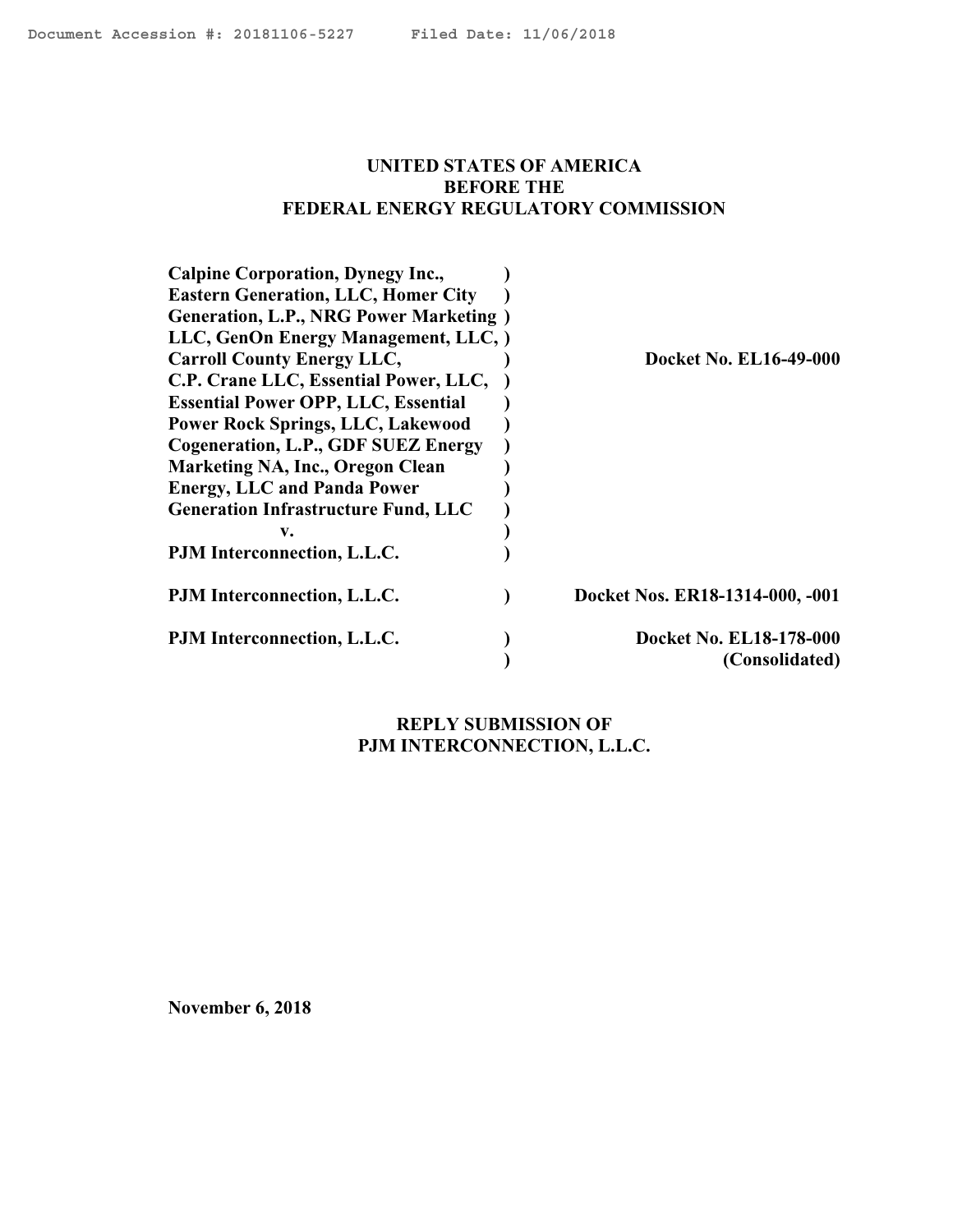**UNITED STATES OF AMERICA**
**BEFORE THE**
**FEDERAL ENERGY REGULATORY COMMISSION**

| | | |
|---|---|---|
| **Calpine Corporation, Dynegy Inc., Eastern Generation, LLC, Homer City Generation, L.P., NRG Power Marketing LLC, GenOn Energy Management, LLC, Carroll County Energy LLC, C.P. Crane LLC, Essential Power, LLC, Essential Power OPP, LLC, Essential Power Rock Springs, LLC, Lakewood Cogeneration, L.P., GDF SUEZ Energy Marketing NA, Inc., Oregon Clean Energy, LLC and Panda Power Generation Infrastructure Fund, LLC** | ) | **Docket No. EL16-49-000** |
| **v.** | ) | |
| **PJM Interconnection, L.L.C.** | ) | |
| **PJM Interconnection, L.L.C.** | ) | **Docket Nos. ER18-1314-000, -001** |
| **PJM Interconnection, L.L.C.** | ) | **Docket No. EL18-178-000 (Consolidated)** |

**REPLY SUBMISSION OF**
**PJM INTERCONNECTION, L.L.C.**

**November 6, 2018**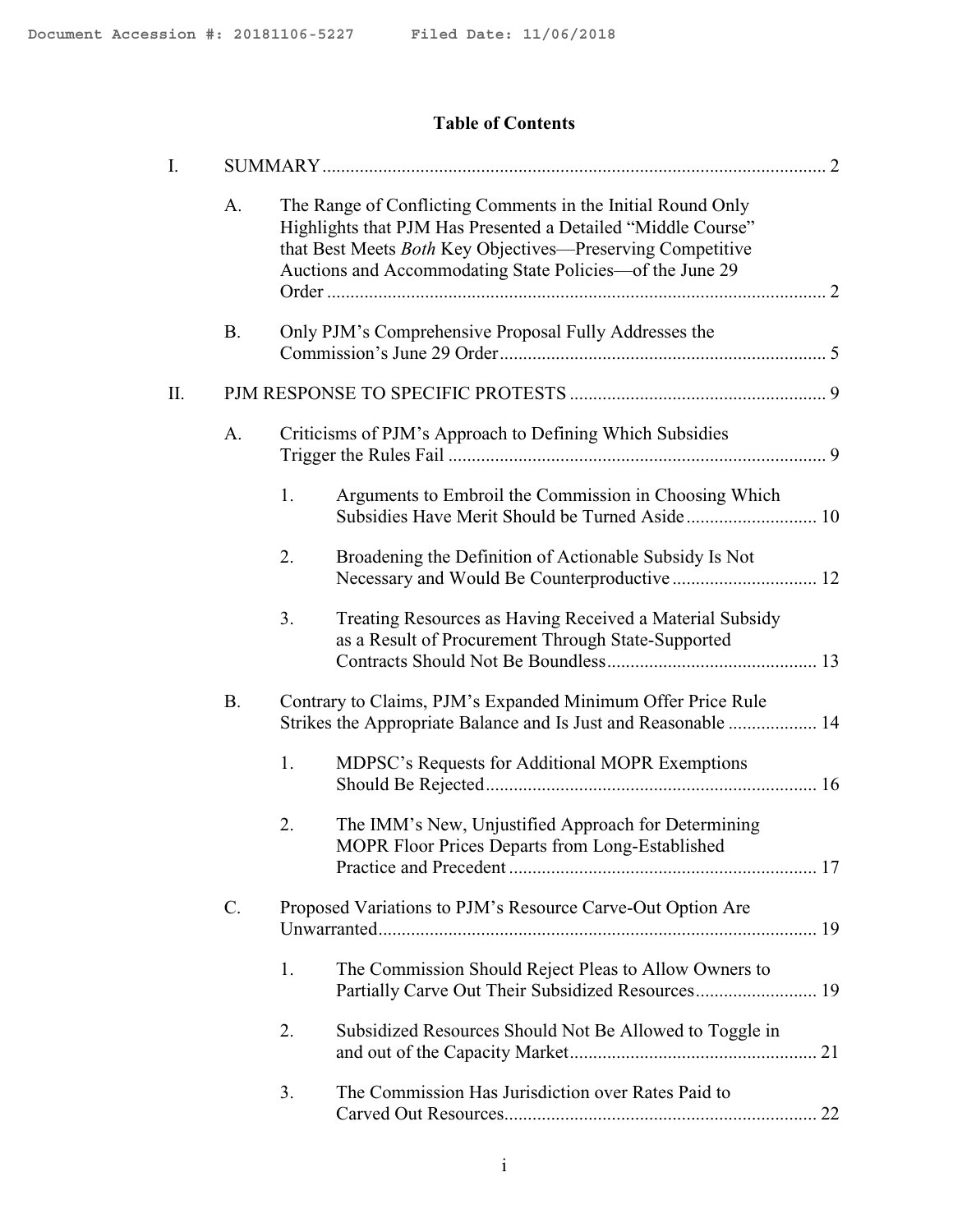**Table of Contents**

I. SUMMARY .......... 2

- A. The Range of Conflicting Comments in the Initial Round Only Highlights that PJM Has Presented a Detailed “Middle Course” that Best Meets *Both* Key Objectives—Preserving Competitive Auctions and Accommodating State Policies—of the June 29 Order .......... 2
- B. Only PJM’s Comprehensive Proposal Fully Addresses the Commission’s June 29 Order .......... 5

II. PJM RESPONSE TO SPECIFIC PROTESTS .......... 9

- A. Criticisms of PJM’s Approach to Defining Which Subsidies Trigger the Rules Fail .......... 9
  1. Arguments to Embroil the Commission in Choosing Which Subsidies Have Merit Should be Turned Aside .......... 10
  2. Broadening the Definition of Actionable Subsidy Is Not Necessary and Would Be Counterproductive .......... 12
  3. Treating Resources as Having Received a Material Subsidy as a Result of Procurement Through State-Supported Contracts Should Not Be Boundless .......... 13
- B. Contrary to Claims, PJM’s Expanded Minimum Offer Price Rule Strikes the Appropriate Balance and Is Just and Reasonable .......... 14
  1. MDPSC’s Requests for Additional MOPR Exemptions Should Be Rejected .......... 16
  2. The IMM’s New, Unjustified Approach for Determining MOPR Floor Prices Departs from Long-Established Practice and Precedent .......... 17
- C. Proposed Variations to PJM’s Resource Carve-Out Option Are Unwarranted .......... 19
  1. The Commission Should Reject Pleas to Allow Owners to Partially Carve Out Their Subsidized Resources .......... 19
  2. Subsidized Resources Should Not Be Allowed to Toggle in and out of the Capacity Market .......... 21
  3. The Commission Has Jurisdiction over Rates Paid to Carved Out Resources .......... 22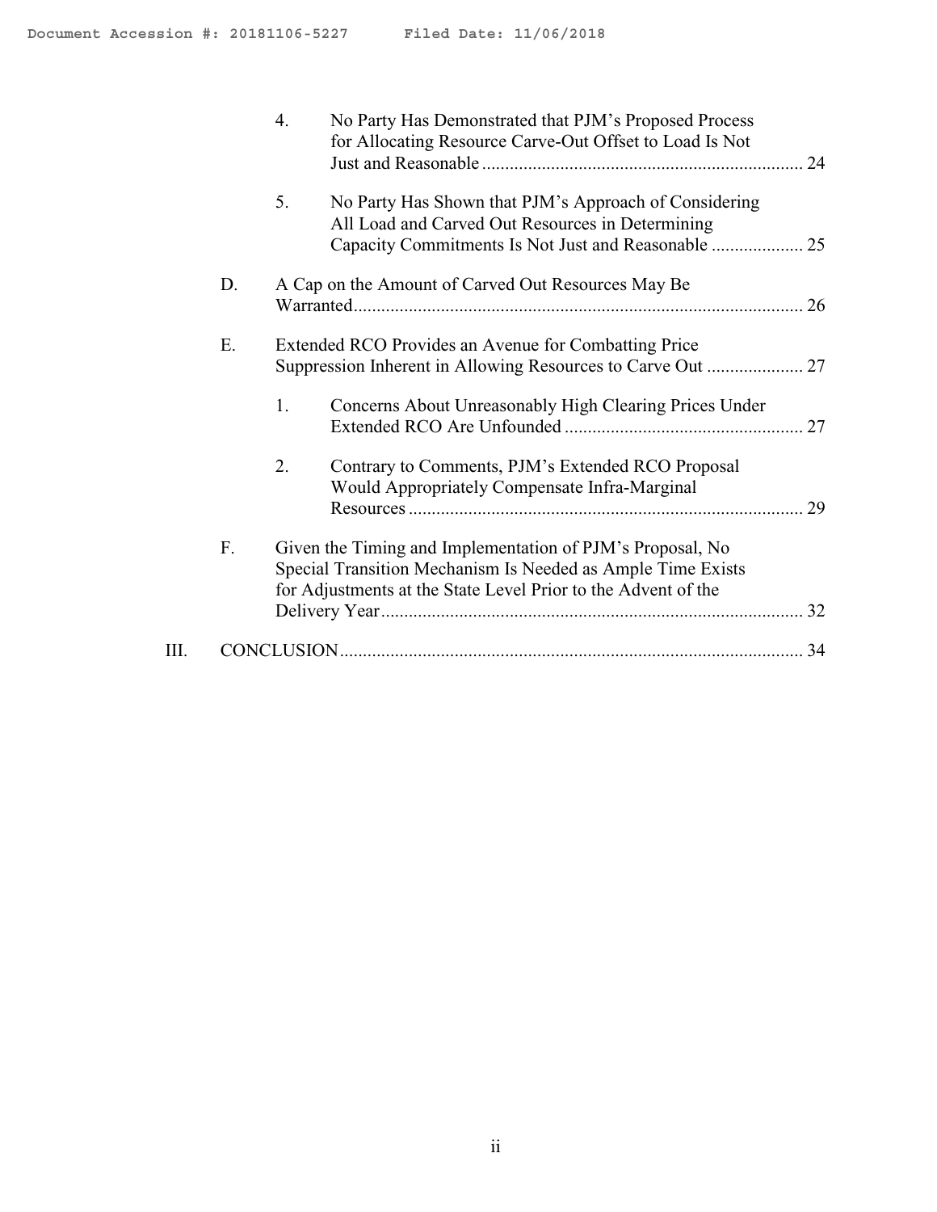4. No Party Has Demonstrated that PJM's Proposed Process for Allocating Resource Carve-Out Offset to Load Is Not Just and Reasonable ..................................................................... 24

5. No Party Has Shown that PJM's Approach of Considering All Load and Carved Out Resources in Determining Capacity Commitments Is Not Just and Reasonable .................... 25

D. A Cap on the Amount of Carved Out Resources May Be Warranted................................................................................................. 26

E. Extended RCO Provides an Avenue for Combatting Price Suppression Inherent in Allowing Resources to Carve Out ..................... 27

1. Concerns About Unreasonably High Clearing Prices Under Extended RCO Are Unfounded ................................................... 27

2. Contrary to Comments, PJM's Extended RCO Proposal Would Appropriately Compensate Infra-Marginal Resources ...................................................................................... 29

F. Given the Timing and Implementation of PJM's Proposal, No Special Transition Mechanism Is Needed as Ample Time Exists for Adjustments at the State Level Prior to the Advent of the Delivery Year............................................................................................ 32

III. CONCLUSION.................................................................................................... 34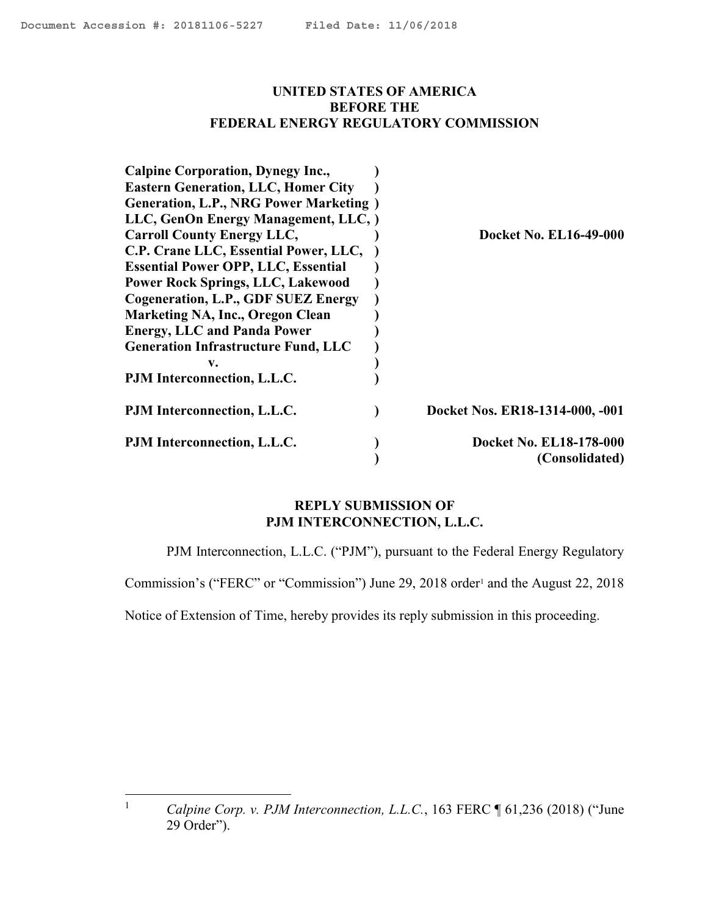# UNITED STATES OF AMERICA
# BEFORE THE
# FEDERAL ENERGY REGULATORY COMMISSION

| | | |
|---|---|---|
| **Calpine Corporation, Dynegy Inc., Eastern Generation, LLC, Homer City Generation, L.P., NRG Power Marketing LLC, GenOn Energy Management, LLC, Carroll County Energy LLC, C.P. Crane LLC, Essential Power, LLC, Essential Power OPP, LLC, Essential Power Rock Springs, LLC, Lakewood Cogeneration, L.P., GDF SUEZ Energy Marketing NA, Inc., Oregon Clean Energy, LLC and Panda Power Generation Infrastructure Fund, LLC v. PJM Interconnection, L.L.C.** | ) | **Docket No. EL16-49-000** |
| **PJM Interconnection, L.L.C.** | ) | **Docket Nos. ER18-1314-000, -001** |
| **PJM Interconnection, L.L.C.** | ) | **Docket No. EL18-178-000 (Consolidated)** |

## REPLY SUBMISSION OF PJM INTERCONNECTION, L.L.C.

PJM Interconnection, L.L.C. ("PJM"), pursuant to the Federal Energy Regulatory Commission's ("FERC" or "Commission") June 29, 2018 order[1] and the August 22, 2018 Notice of Extension of Time, hereby provides its reply submission in this proceeding.

---

[1] *Calpine Corp. v. PJM Interconnection, L.L.C.*, 163 FERC ¶ 61,236 (2018) ("June 29 Order").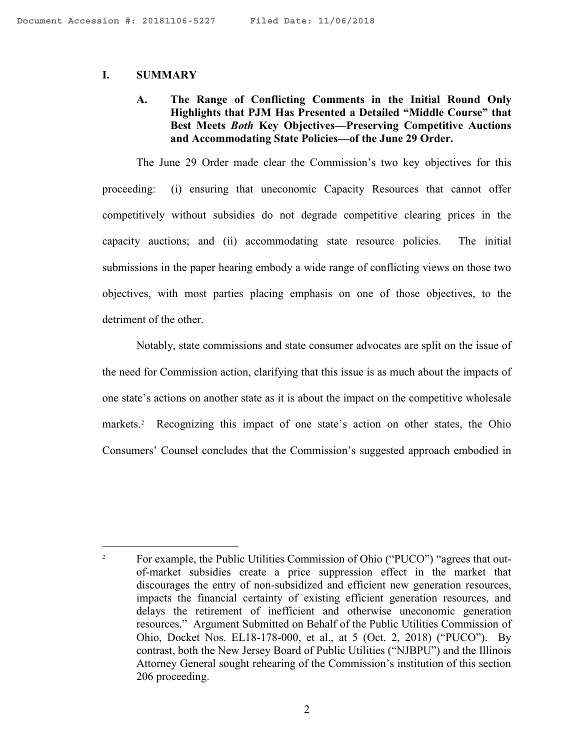## I. SUMMARY

### A. The Range of Conflicting Comments in the Initial Round Only Highlights that PJM Has Presented a Detailed "Middle Course" that Best Meets *Both* Key Objectives—Preserving Competitive Auctions and Accommodating State Policies—of the June 29 Order.

The June 29 Order made clear the Commission's two key objectives for this proceeding: (i) ensuring that uneconomic Capacity Resources that cannot offer competitively without subsidies do not degrade competitive clearing prices in the capacity auctions; and (ii) accommodating state resource policies. The initial submissions in the paper hearing embody a wide range of conflicting views on those two objectives, with most parties placing emphasis on one of those objectives, to the detriment of the other.

Notably, state commissions and state consumer advocates are split on the issue of the need for Commission action, clarifying that this issue is as much about the impacts of one state's actions on another state as it is about the impact on the competitive wholesale markets.[2] Recognizing this impact of one state's action on other states, the Ohio Consumers' Counsel concludes that the Commission's suggested approach embodied in

---

[2] For example, the Public Utilities Commission of Ohio ("PUCO") "agrees that out-of-market subsidies create a price suppression effect in the market that discourages the entry of non-subsidized and efficient new generation resources, impacts the financial certainty of existing efficient generation resources, and delays the retirement of inefficient and otherwise uneconomic generation resources." Argument Submitted on Behalf of the Public Utilities Commission of Ohio, Docket Nos. EL18-178-000, et al., at 5 (Oct. 2, 2018) ("PUCO"). By contrast, both the New Jersey Board of Public Utilities ("NJBPU") and the Illinois Attorney General sought rehearing of the Commission's institution of this section 206 proceeding.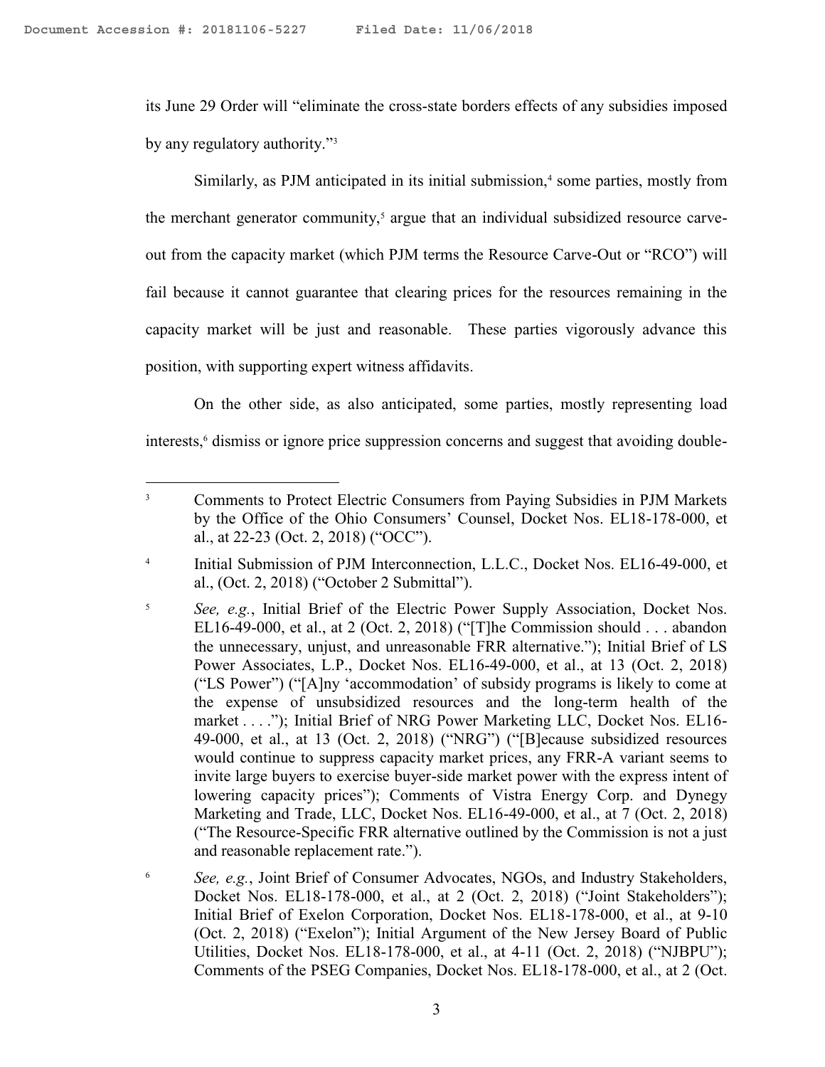its June 29 Order will "eliminate the cross-state borders effects of any subsidies imposed by any regulatory authority."[3]

Similarly, as PJM anticipated in its initial submission,[4] some parties, mostly from the merchant generator community,[5] argue that an individual subsidized resource carve-out from the capacity market (which PJM terms the Resource Carve-Out or "RCO") will fail because it cannot guarantee that clearing prices for the resources remaining in the capacity market will be just and reasonable. These parties vigorously advance this position, with supporting expert witness affidavits.

On the other side, as also anticipated, some parties, mostly representing load interests,[6] dismiss or ignore price suppression concerns and suggest that avoiding double-

---

[3] Comments to Protect Electric Consumers from Paying Subsidies in PJM Markets by the Office of the Ohio Consumers' Counsel, Docket Nos. EL18-178-000, et al., at 22-23 (Oct. 2, 2018) ("OCC").

[4] Initial Submission of PJM Interconnection, L.L.C., Docket Nos. EL16-49-000, et al., (Oct. 2, 2018) ("October 2 Submittal").

[5] *See, e.g.*, Initial Brief of the Electric Power Supply Association, Docket Nos. EL16-49-000, et al., at 2 (Oct. 2, 2018) ("[T]he Commission should . . . abandon the unnecessary, unjust, and unreasonable FRR alternative."); Initial Brief of LS Power Associates, L.P., Docket Nos. EL16-49-000, et al., at 13 (Oct. 2, 2018) ("LS Power") ("[A]ny 'accommodation' of subsidy programs is likely to come at the expense of unsubsidized resources and the long-term health of the market . . . ."); Initial Brief of NRG Power Marketing LLC, Docket Nos. EL16-49-000, et al., at 13 (Oct. 2, 2018) ("NRG") ("[B]ecause subsidized resources would continue to suppress capacity market prices, any FRR-A variant seems to invite large buyers to exercise buyer-side market power with the express intent of lowering capacity prices"); Comments of Vistra Energy Corp. and Dynegy Marketing and Trade, LLC, Docket Nos. EL16-49-000, et al., at 7 (Oct. 2, 2018) ("The Resource-Specific FRR alternative outlined by the Commission is not a just and reasonable replacement rate.").

[6] *See, e.g.*, Joint Brief of Consumer Advocates, NGOs, and Industry Stakeholders, Docket Nos. EL18-178-000, et al., at 2 (Oct. 2, 2018) ("Joint Stakeholders"); Initial Brief of Exelon Corporation, Docket Nos. EL18-178-000, et al., at 9-10 (Oct. 2, 2018) ("Exelon"); Initial Argument of the New Jersey Board of Public Utilities, Docket Nos. EL18-178-000, et al., at 4-11 (Oct. 2, 2018) ("NJBPU"); Comments of the PSEG Companies, Docket Nos. EL18-178-000, et al., at 2 (Oct.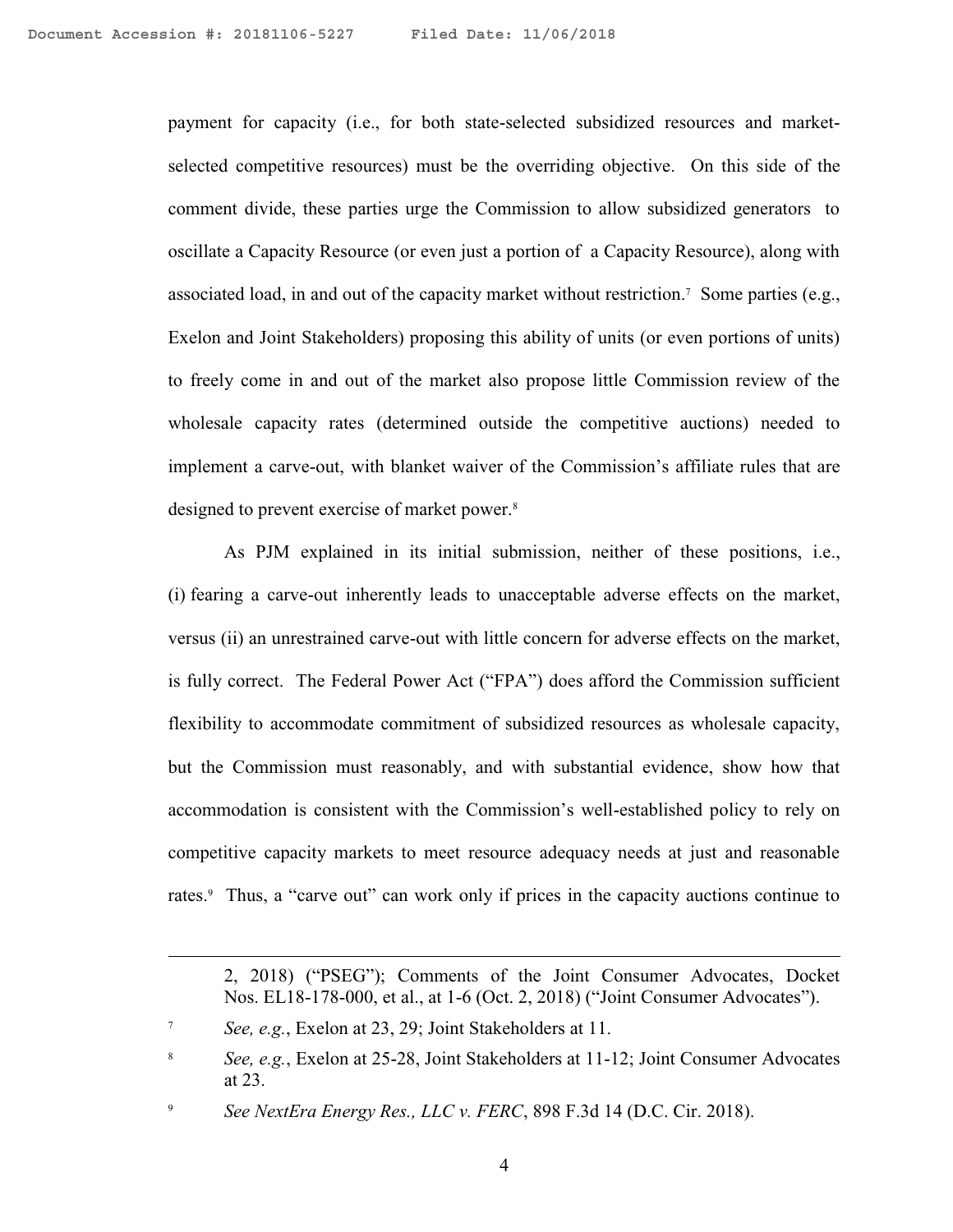payment for capacity (i.e., for both state-selected subsidized resources and market-selected competitive resources) must be the overriding objective. On this side of the comment divide, these parties urge the Commission to allow subsidized generators to oscillate a Capacity Resource (or even just a portion of a Capacity Resource), along with associated load, in and out of the capacity market without restriction.[7] Some parties (e.g., Exelon and Joint Stakeholders) proposing this ability of units (or even portions of units) to freely come in and out of the market also propose little Commission review of the wholesale capacity rates (determined outside the competitive auctions) needed to implement a carve-out, with blanket waiver of the Commission's affiliate rules that are designed to prevent exercise of market power.[8]

As PJM explained in its initial submission, neither of these positions, i.e., (i) fearing a carve-out inherently leads to unacceptable adverse effects on the market, versus (ii) an unrestrained carve-out with little concern for adverse effects on the market, is fully correct. The Federal Power Act ("FPA") does afford the Commission sufficient flexibility to accommodate commitment of subsidized resources as wholesale capacity, but the Commission must reasonably, and with substantial evidence, show how that accommodation is consistent with the Commission's well-established policy to rely on competitive capacity markets to meet resource adequacy needs at just and reasonable rates.[9] Thus, a "carve out" can work only if prices in the capacity auctions continue to

---

2, 2018) ("PSEG"); Comments of the Joint Consumer Advocates, Docket Nos. EL18-178-000, et al., at 1-6 (Oct. 2, 2018) ("Joint Consumer Advocates").

[7] *See, e.g.*, Exelon at 23, 29; Joint Stakeholders at 11.

[8] *See, e.g.*, Exelon at 25-28, Joint Stakeholders at 11-12; Joint Consumer Advocates at 23.

[9] *See NextEra Energy Res., LLC v. FERC*, 898 F.3d 14 (D.C. Cir. 2018).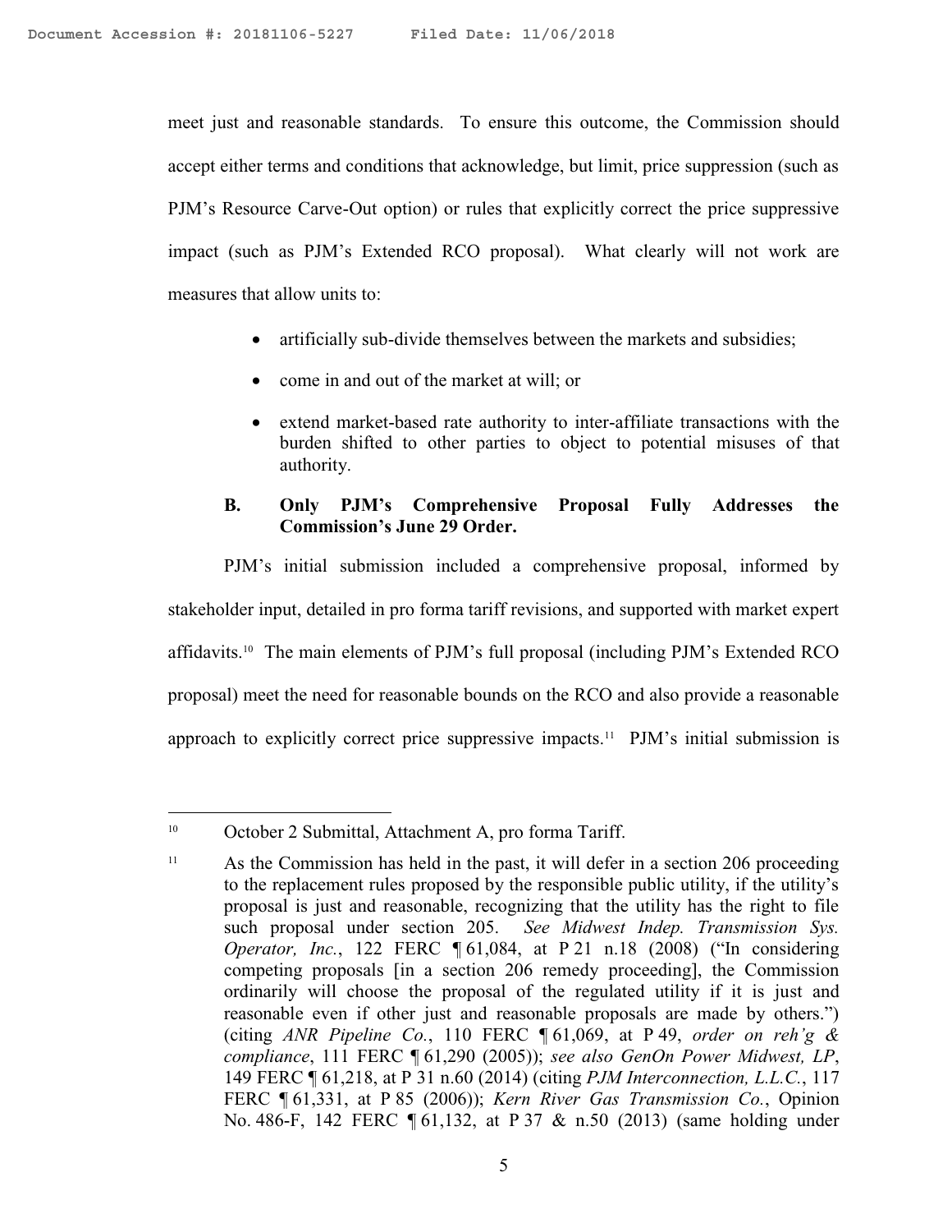meet just and reasonable standards. To ensure this outcome, the Commission should accept either terms and conditions that acknowledge, but limit, price suppression (such as PJM's Resource Carve-Out option) or rules that explicitly correct the price suppressive impact (such as PJM's Extended RCO proposal). What clearly will not work are measures that allow units to:

- artificially sub-divide themselves between the markets and subsidies;
- come in and out of the market at will; or
- extend market-based rate authority to inter-affiliate transactions with the burden shifted to other parties to object to potential misuses of that authority.

### B. Only PJM's Comprehensive Proposal Fully Addresses the Commission's June 29 Order.

PJM's initial submission included a comprehensive proposal, informed by stakeholder input, detailed in pro forma tariff revisions, and supported with market expert affidavits.[10] The main elements of PJM's full proposal (including PJM's Extended RCO proposal) meet the need for reasonable bounds on the RCO and also provide a reasonable approach to explicitly correct price suppressive impacts.[11] PJM's initial submission is

---

[10] October 2 Submittal, Attachment A, pro forma Tariff.

[11] As the Commission has held in the past, it will defer in a section 206 proceeding to the replacement rules proposed by the responsible public utility, if the utility's proposal is just and reasonable, recognizing that the utility has the right to file such proposal under section 205. *See Midwest Indep. Transmission Sys. Operator, Inc.*, 122 FERC ¶ 61,084, at P 21 n.18 (2008) ("In considering competing proposals [in a section 206 remedy proceeding], the Commission ordinarily will choose the proposal of the regulated utility if it is just and reasonable even if other just and reasonable proposals are made by others.") (citing *ANR Pipeline Co.*, 110 FERC ¶ 61,069, at P 49, *order on reh'g & compliance*, 111 FERC ¶ 61,290 (2005)); *see also GenOn Power Midwest, LP*, 149 FERC ¶ 61,218, at P 31 n.60 (2014) (citing *PJM Interconnection, L.L.C.*, 117 FERC ¶ 61,331, at P 85 (2006)); *Kern River Gas Transmission Co.*, Opinion No. 486-F, 142 FERC ¶ 61,132, at P 37 & n.50 (2013) (same holding under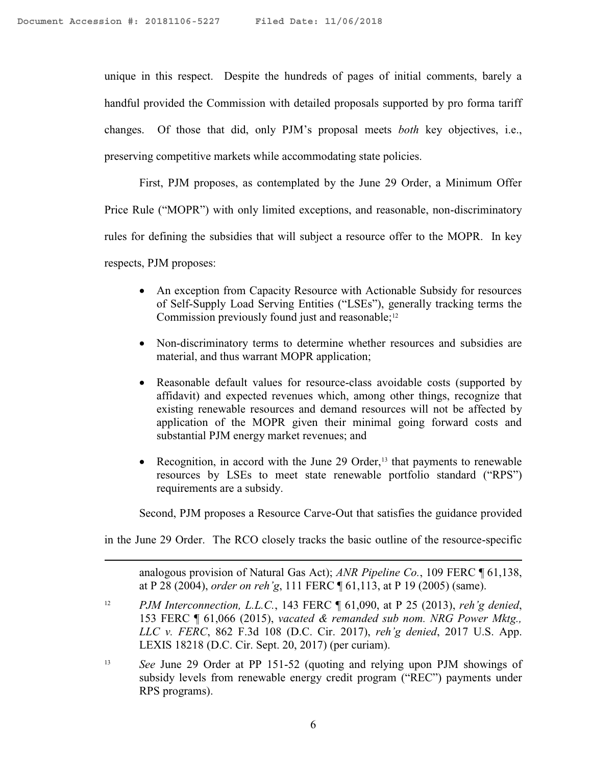unique in this respect. Despite the hundreds of pages of initial comments, barely a handful provided the Commission with detailed proposals supported by pro forma tariff changes. Of those that did, only PJM's proposal meets *both* key objectives, i.e., preserving competitive markets while accommodating state policies.

First, PJM proposes, as contemplated by the June 29 Order, a Minimum Offer Price Rule ("MOPR") with only limited exceptions, and reasonable, non-discriminatory rules for defining the subsidies that will subject a resource offer to the MOPR. In key respects, PJM proposes:

- An exception from Capacity Resource with Actionable Subsidy for resources of Self-Supply Load Serving Entities ("LSEs"), generally tracking terms the Commission previously found just and reasonable;[12]
- Non-discriminatory terms to determine whether resources and subsidies are material, and thus warrant MOPR application;
- Reasonable default values for resource-class avoidable costs (supported by affidavit) and expected revenues which, among other things, recognize that existing renewable resources and demand resources will not be affected by application of the MOPR given their minimal going forward costs and substantial PJM energy market revenues; and
- Recognition, in accord with the June 29 Order,[13] that payments to renewable resources by LSEs to meet state renewable portfolio standard ("RPS") requirements are a subsidy.

Second, PJM proposes a Resource Carve-Out that satisfies the guidance provided in the June 29 Order. The RCO closely tracks the basic outline of the resource-specific

---

analogous provision of Natural Gas Act); *ANR Pipeline Co.*, 109 FERC ¶ 61,138, at P 28 (2004), *order on reh'g*, 111 FERC ¶ 61,113, at P 19 (2005) (same).

[12] *PJM Interconnection, L.L.C.*, 143 FERC ¶ 61,090, at P 25 (2013), *reh'g denied*, 153 FERC ¶ 61,066 (2015), *vacated & remanded sub nom. NRG Power Mktg., LLC v. FERC*, 862 F.3d 108 (D.C. Cir. 2017), *reh'g denied*, 2017 U.S. App. LEXIS 18218 (D.C. Cir. Sept. 20, 2017) (per curiam).

[13] *See* June 29 Order at PP 151-52 (quoting and relying upon PJM showings of subsidy levels from renewable energy credit program ("REC") payments under RPS programs).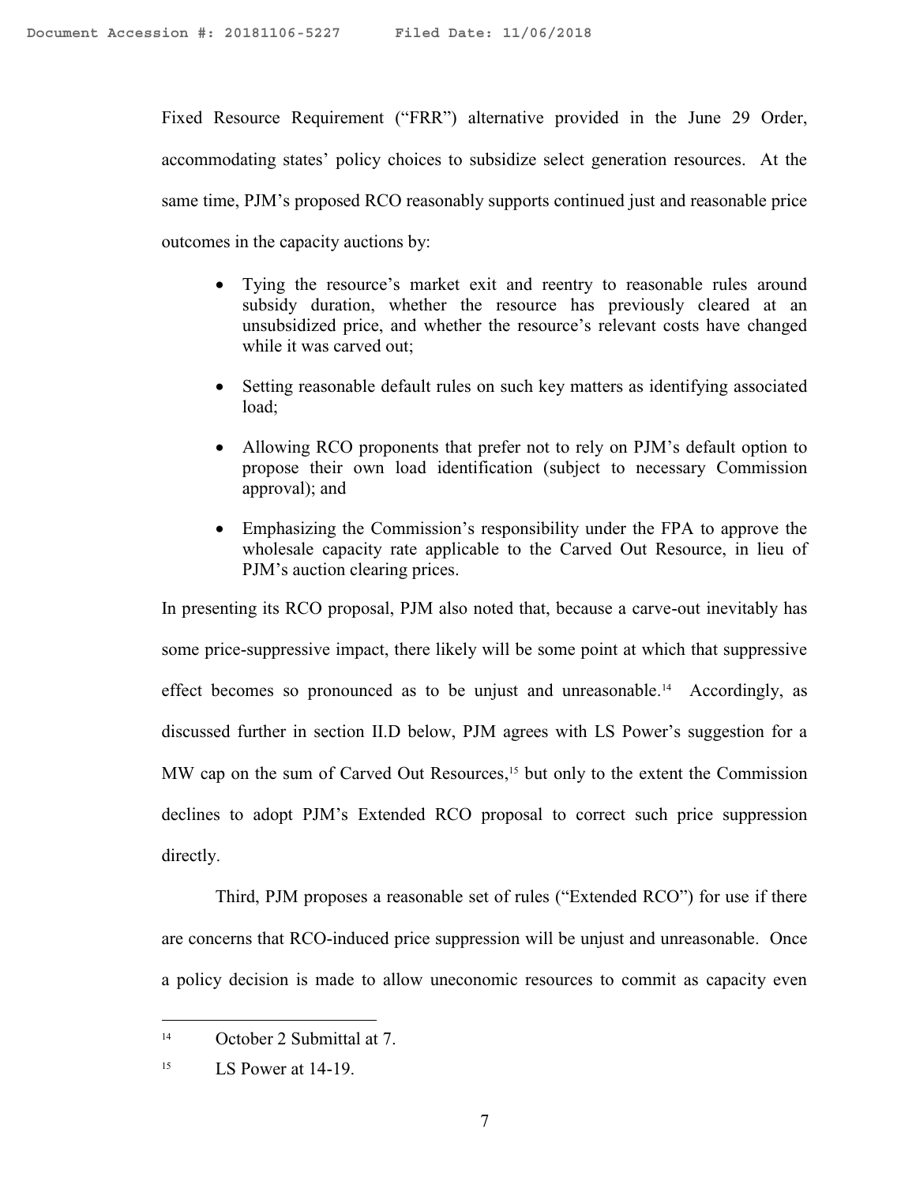Fixed Resource Requirement ("FRR") alternative provided in the June 29 Order, accommodating states' policy choices to subsidize select generation resources. At the same time, PJM's proposed RCO reasonably supports continued just and reasonable price outcomes in the capacity auctions by:

- Tying the resource's market exit and reentry to reasonable rules around subsidy duration, whether the resource has previously cleared at an unsubsidized price, and whether the resource's relevant costs have changed while it was carved out;
- Setting reasonable default rules on such key matters as identifying associated load;
- Allowing RCO proponents that prefer not to rely on PJM's default option to propose their own load identification (subject to necessary Commission approval); and
- Emphasizing the Commission's responsibility under the FPA to approve the wholesale capacity rate applicable to the Carved Out Resource, in lieu of PJM's auction clearing prices.

In presenting its RCO proposal, PJM also noted that, because a carve-out inevitably has some price-suppressive impact, there likely will be some point at which that suppressive effect becomes so pronounced as to be unjust and unreasonable.[14] Accordingly, as discussed further in section II.D below, PJM agrees with LS Power's suggestion for a MW cap on the sum of Carved Out Resources,[15] but only to the extent the Commission declines to adopt PJM's Extended RCO proposal to correct such price suppression directly.

Third, PJM proposes a reasonable set of rules ("Extended RCO") for use if there are concerns that RCO-induced price suppression will be unjust and unreasonable. Once a policy decision is made to allow uneconomic resources to commit as capacity even

---

[14] October 2 Submittal at 7.

[15] LS Power at 14-19.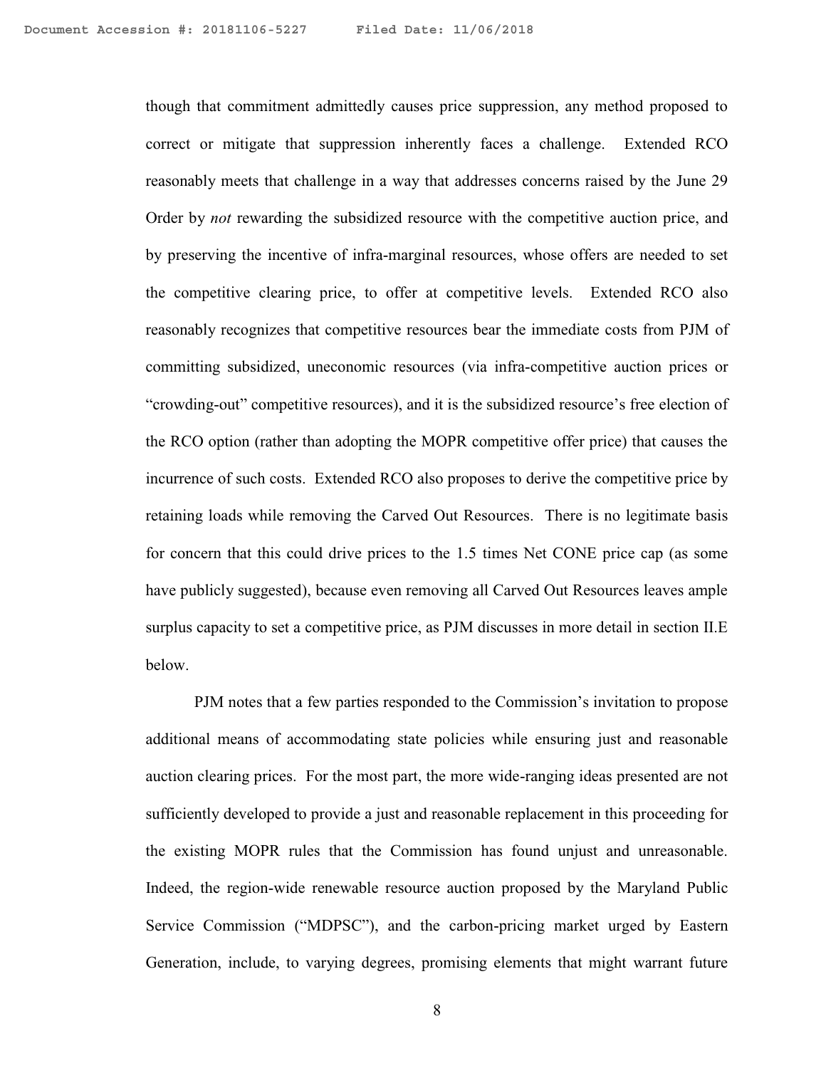though that commitment admittedly causes price suppression, any method proposed to correct or mitigate that suppression inherently faces a challenge. Extended RCO reasonably meets that challenge in a way that addresses concerns raised by the June 29 Order by *not* rewarding the subsidized resource with the competitive auction price, and by preserving the incentive of infra-marginal resources, whose offers are needed to set the competitive clearing price, to offer at competitive levels. Extended RCO also reasonably recognizes that competitive resources bear the immediate costs from PJM of committing subsidized, uneconomic resources (via infra-competitive auction prices or "crowding-out" competitive resources), and it is the subsidized resource's free election of the RCO option (rather than adopting the MOPR competitive offer price) that causes the incurrence of such costs. Extended RCO also proposes to derive the competitive price by retaining loads while removing the Carved Out Resources. There is no legitimate basis for concern that this could drive prices to the 1.5 times Net CONE price cap (as some have publicly suggested), because even removing all Carved Out Resources leaves ample surplus capacity to set a competitive price, as PJM discusses in more detail in section II.E below.

PJM notes that a few parties responded to the Commission's invitation to propose additional means of accommodating state policies while ensuring just and reasonable auction clearing prices. For the most part, the more wide-ranging ideas presented are not sufficiently developed to provide a just and reasonable replacement in this proceeding for the existing MOPR rules that the Commission has found unjust and unreasonable. Indeed, the region-wide renewable resource auction proposed by the Maryland Public Service Commission ("MDPSC"), and the carbon-pricing market urged by Eastern Generation, include, to varying degrees, promising elements that might warrant future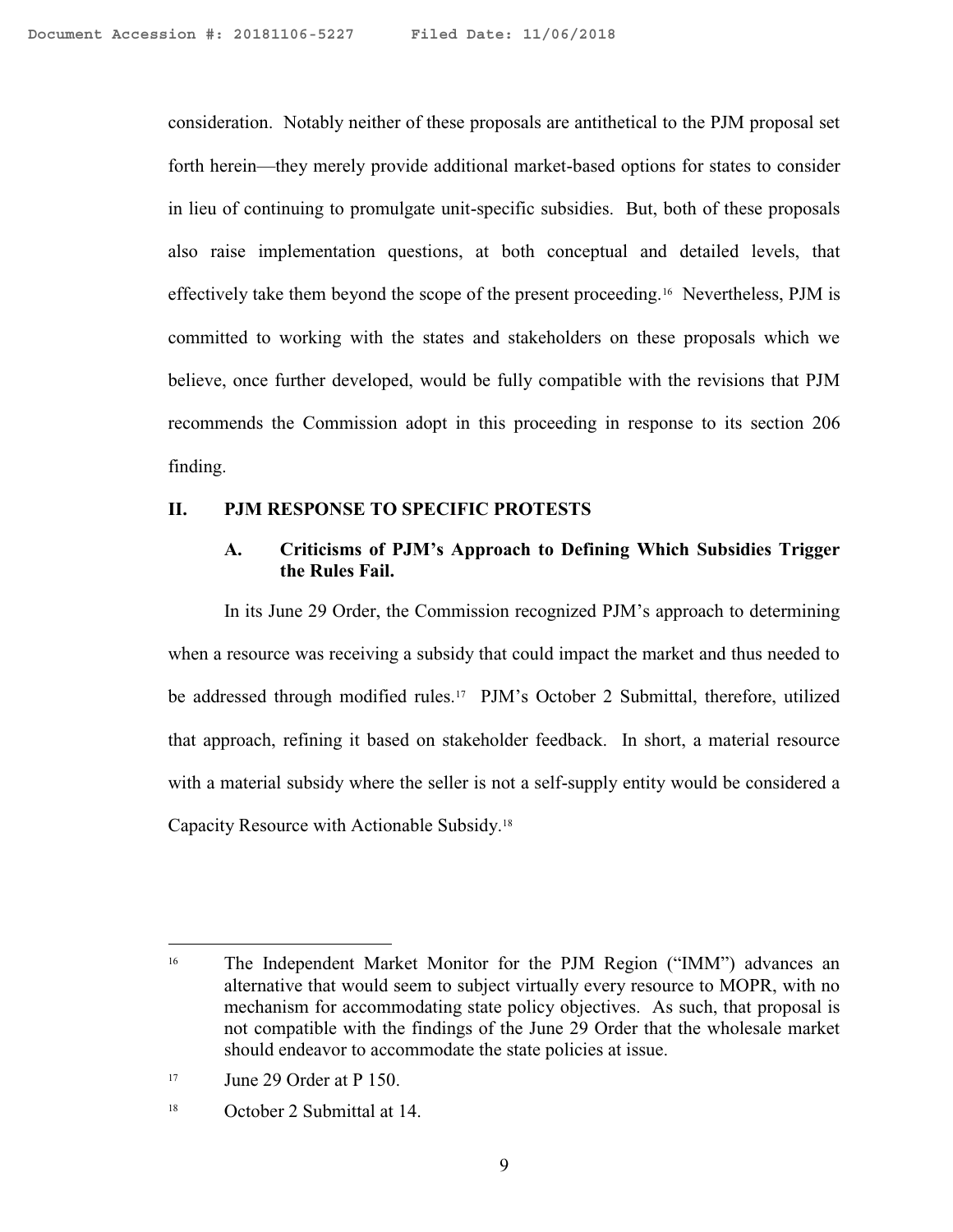consideration. Notably neither of these proposals are antithetical to the PJM proposal set forth herein—they merely provide additional market-based options for states to consider in lieu of continuing to promulgate unit-specific subsidies. But, both of these proposals also raise implementation questions, at both conceptual and detailed levels, that effectively take them beyond the scope of the present proceeding.[16] Nevertheless, PJM is committed to working with the states and stakeholders on these proposals which we believe, once further developed, would be fully compatible with the revisions that PJM recommends the Commission adopt in this proceeding in response to its section 206 finding.

## II. PJM RESPONSE TO SPECIFIC PROTESTS

### A. Criticisms of PJM's Approach to Defining Which Subsidies Trigger the Rules Fail.

In its June 29 Order, the Commission recognized PJM's approach to determining when a resource was receiving a subsidy that could impact the market and thus needed to be addressed through modified rules.[17] PJM's October 2 Submittal, therefore, utilized that approach, refining it based on stakeholder feedback. In short, a material resource with a material subsidy where the seller is not a self-supply entity would be considered a Capacity Resource with Actionable Subsidy.[18]

---

[16] The Independent Market Monitor for the PJM Region ("IMM") advances an alternative that would seem to subject virtually every resource to MOPR, with no mechanism for accommodating state policy objectives. As such, that proposal is not compatible with the findings of the June 29 Order that the wholesale market should endeavor to accommodate the state policies at issue.

[17] June 29 Order at P 150.

[18] October 2 Submittal at 14.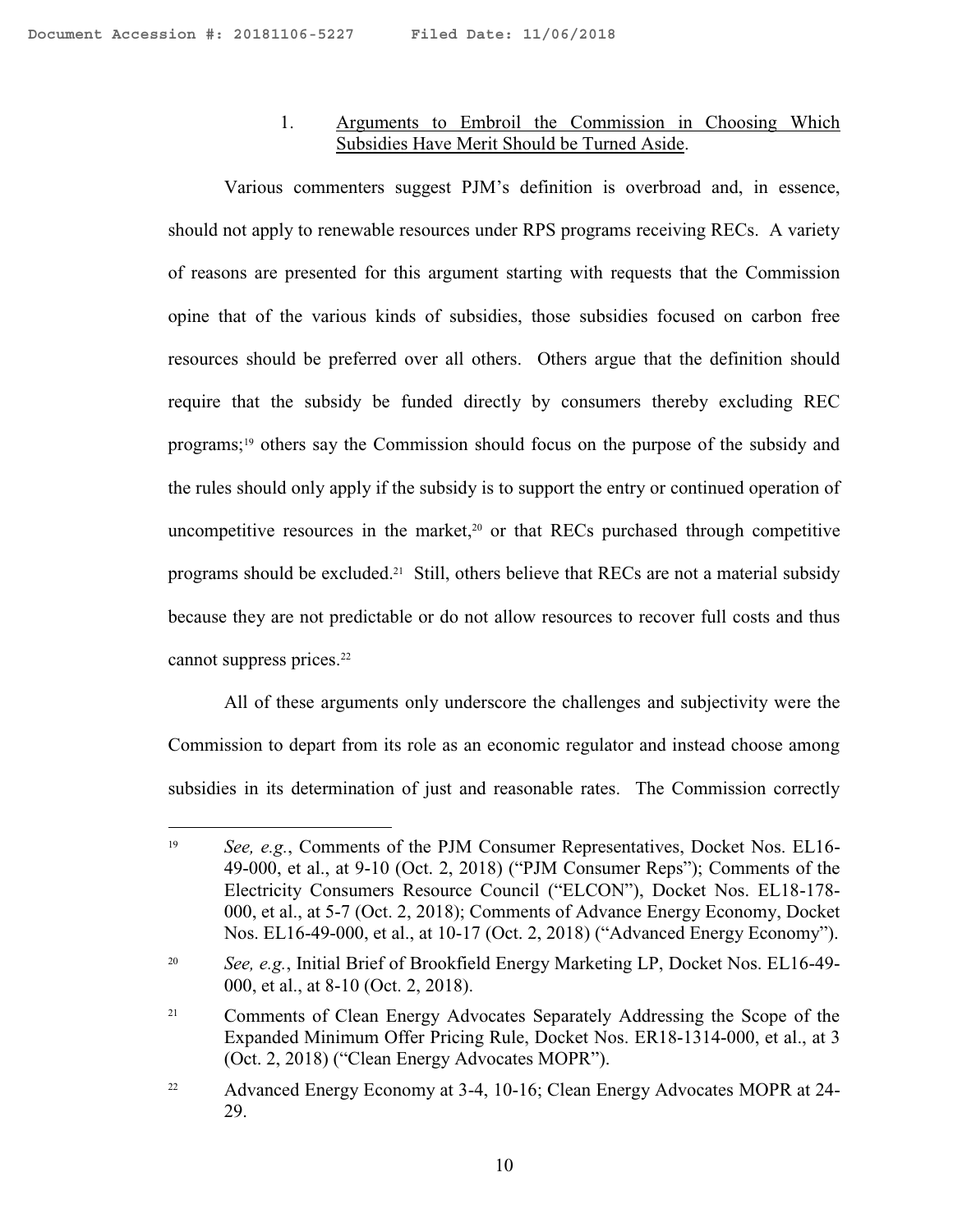### 1. Arguments to Embroil the Commission in Choosing Which Subsidies Have Merit Should be Turned Aside.

Various commenters suggest PJM's definition is overbroad and, in essence, should not apply to renewable resources under RPS programs receiving RECs. A variety of reasons are presented for this argument starting with requests that the Commission opine that of the various kinds of subsidies, those subsidies focused on carbon free resources should be preferred over all others. Others argue that the definition should require that the subsidy be funded directly by consumers thereby excluding REC programs;[19] others say the Commission should focus on the purpose of the subsidy and the rules should only apply if the subsidy is to support the entry or continued operation of uncompetitive resources in the market,[20] or that RECs purchased through competitive programs should be excluded.[21] Still, others believe that RECs are not a material subsidy because they are not predictable or do not allow resources to recover full costs and thus cannot suppress prices.[22]

All of these arguments only underscore the challenges and subjectivity were the Commission to depart from its role as an economic regulator and instead choose among subsidies in its determination of just and reasonable rates. The Commission correctly

---

[19] *See, e.g.*, Comments of the PJM Consumer Representatives, Docket Nos. EL16-49-000, et al., at 9-10 (Oct. 2, 2018) ("PJM Consumer Reps"); Comments of the Electricity Consumers Resource Council ("ELCON"), Docket Nos. EL18-178-000, et al., at 5-7 (Oct. 2, 2018); Comments of Advance Energy Economy, Docket Nos. EL16-49-000, et al., at 10-17 (Oct. 2, 2018) ("Advanced Energy Economy").

[20] *See, e.g.*, Initial Brief of Brookfield Energy Marketing LP, Docket Nos. EL16-49-000, et al., at 8-10 (Oct. 2, 2018).

[21] Comments of Clean Energy Advocates Separately Addressing the Scope of the Expanded Minimum Offer Pricing Rule, Docket Nos. ER18-1314-000, et al., at 3 (Oct. 2, 2018) ("Clean Energy Advocates MOPR").

[22] Advanced Energy Economy at 3-4, 10-16; Clean Energy Advocates MOPR at 24-29.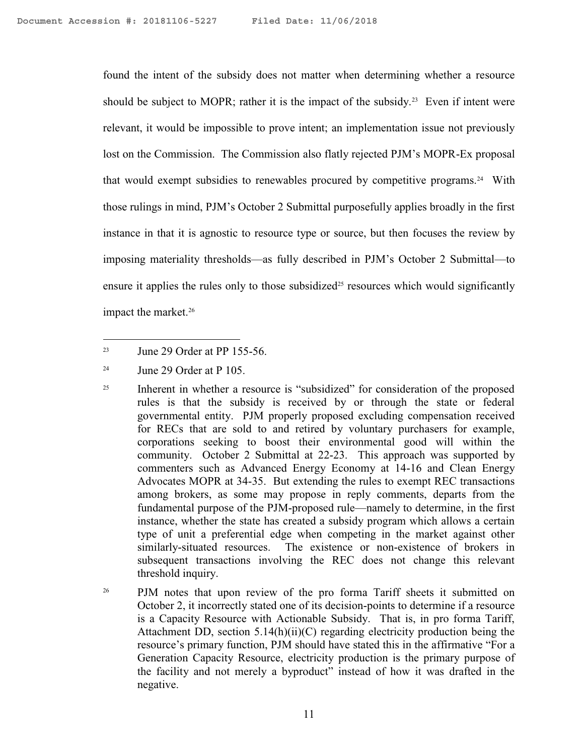found the intent of the subsidy does not matter when determining whether a resource should be subject to MOPR; rather it is the impact of the subsidy.[23] Even if intent were relevant, it would be impossible to prove intent; an implementation issue not previously lost on the Commission. The Commission also flatly rejected PJM's MOPR-Ex proposal that would exempt subsidies to renewables procured by competitive programs.[24] With those rulings in mind, PJM's October 2 Submittal purposefully applies broadly in the first instance in that it is agnostic to resource type or source, but then focuses the review by imposing materiality thresholds—as fully described in PJM's October 2 Submittal—to ensure it applies the rules only to those subsidized[25] resources which would significantly impact the market.[26]

---

[23] June 29 Order at PP 155-56.

[24] June 29 Order at P 105.

[25] Inherent in whether a resource is "subsidized" for consideration of the proposed rules is that the subsidy is received by or through the state or federal governmental entity. PJM properly proposed excluding compensation received for RECs that are sold to and retired by voluntary purchasers for example, corporations seeking to boost their environmental good will within the community. October 2 Submittal at 22-23. This approach was supported by commenters such as Advanced Energy Economy at 14-16 and Clean Energy Advocates MOPR at 34-35. But extending the rules to exempt REC transactions among brokers, as some may propose in reply comments, departs from the fundamental purpose of the PJM-proposed rule—namely to determine, in the first instance, whether the state has created a subsidy program which allows a certain type of unit a preferential edge when competing in the market against other similarly-situated resources. The existence or non-existence of brokers in subsequent transactions involving the REC does not change this relevant threshold inquiry.

[26] PJM notes that upon review of the pro forma Tariff sheets it submitted on October 2, it incorrectly stated one of its decision-points to determine if a resource is a Capacity Resource with Actionable Subsidy. That is, in pro forma Tariff, Attachment DD, section 5.14(h)(ii)(C) regarding electricity production being the resource's primary function, PJM should have stated this in the affirmative "For a Generation Capacity Resource, electricity production is the primary purpose of the facility and not merely a byproduct" instead of how it was drafted in the negative.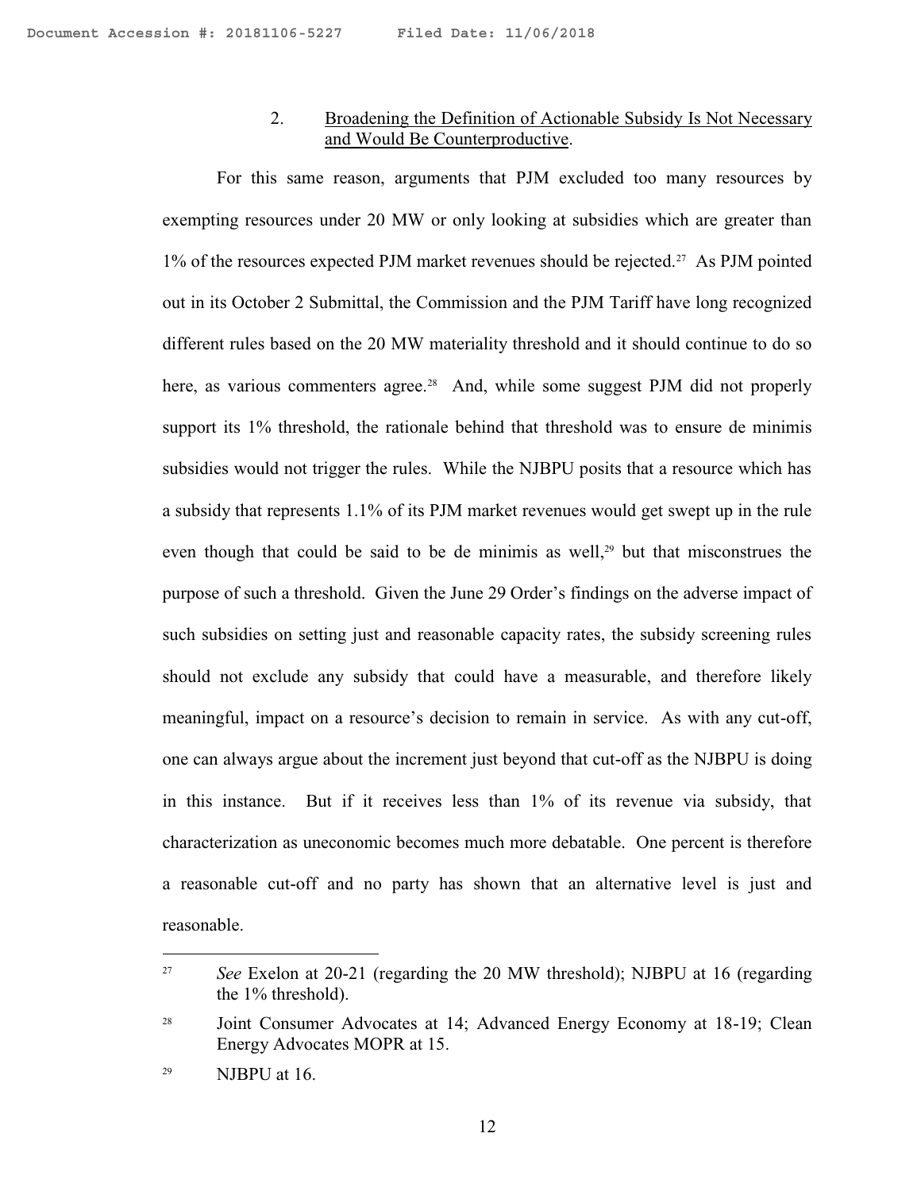### 2. Broadening the Definition of Actionable Subsidy Is Not Necessary and Would Be Counterproductive.

For this same reason, arguments that PJM excluded too many resources by exempting resources under 20 MW or only looking at subsidies which are greater than 1% of the resources expected PJM market revenues should be rejected.[27] As PJM pointed out in its October 2 Submittal, the Commission and the PJM Tariff have long recognized different rules based on the 20 MW materiality threshold and it should continue to do so here, as various commenters agree.[28] And, while some suggest PJM did not properly support its 1% threshold, the rationale behind that threshold was to ensure de minimis subsidies would not trigger the rules. While the NJBPU posits that a resource which has a subsidy that represents 1.1% of its PJM market revenues would get swept up in the rule even though that could be said to be de minimis as well,[29] but that misconstrues the purpose of such a threshold. Given the June 29 Order's findings on the adverse impact of such subsidies on setting just and reasonable capacity rates, the subsidy screening rules should not exclude any subsidy that could have a measurable, and therefore likely meaningful, impact on a resource's decision to remain in service. As with any cut-off, one can always argue about the increment just beyond that cut-off as the NJBPU is doing in this instance. But if it receives less than 1% of its revenue via subsidy, that characterization as uneconomic becomes much more debatable. One percent is therefore a reasonable cut-off and no party has shown that an alternative level is just and reasonable.

---

[27] *See* Exelon at 20-21 (regarding the 20 MW threshold); NJBPU at 16 (regarding the 1% threshold).

[28] Joint Consumer Advocates at 14; Advanced Energy Economy at 18-19; Clean Energy Advocates MOPR at 15.

[29] NJBPU at 16.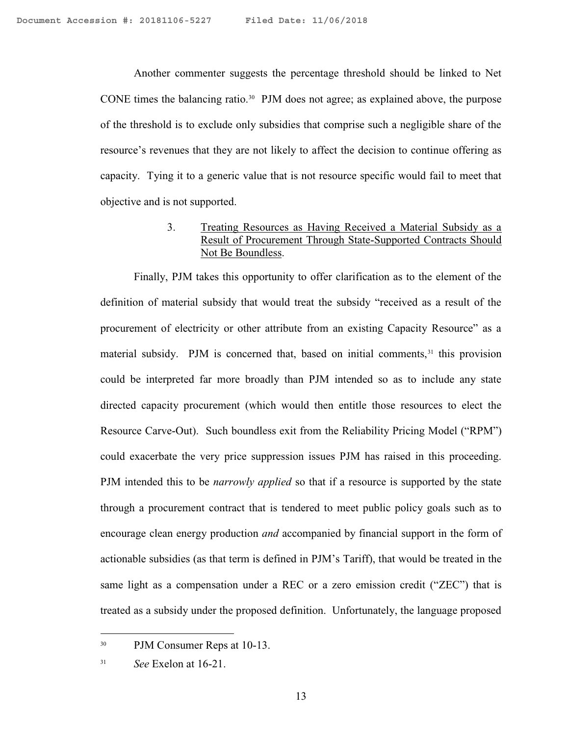Another commenter suggests the percentage threshold should be linked to Net CONE times the balancing ratio.[30] PJM does not agree; as explained above, the purpose of the threshold is to exclude only subsidies that comprise such a negligible share of the resource's revenues that they are not likely to affect the decision to continue offering as capacity. Tying it to a generic value that is not resource specific would fail to meet that objective and is not supported.

### 3. Treating Resources as Having Received a Material Subsidy as a Result of Procurement Through State-Supported Contracts Should Not Be Boundless.

Finally, PJM takes this opportunity to offer clarification as to the element of the definition of material subsidy that would treat the subsidy "received as a result of the procurement of electricity or other attribute from an existing Capacity Resource" as a material subsidy. PJM is concerned that, based on initial comments,[31] this provision could be interpreted far more broadly than PJM intended so as to include any state directed capacity procurement (which would then entitle those resources to elect the Resource Carve-Out). Such boundless exit from the Reliability Pricing Model ("RPM") could exacerbate the very price suppression issues PJM has raised in this proceeding. PJM intended this to be *narrowly applied* so that if a resource is supported by the state through a procurement contract that is tendered to meet public policy goals such as to encourage clean energy production *and* accompanied by financial support in the form of actionable subsidies (as that term is defined in PJM's Tariff), that would be treated in the same light as a compensation under a REC or a zero emission credit ("ZEC") that is treated as a subsidy under the proposed definition. Unfortunately, the language proposed

---

[30] PJM Consumer Reps at 10-13.

[31] *See* Exelon at 16-21.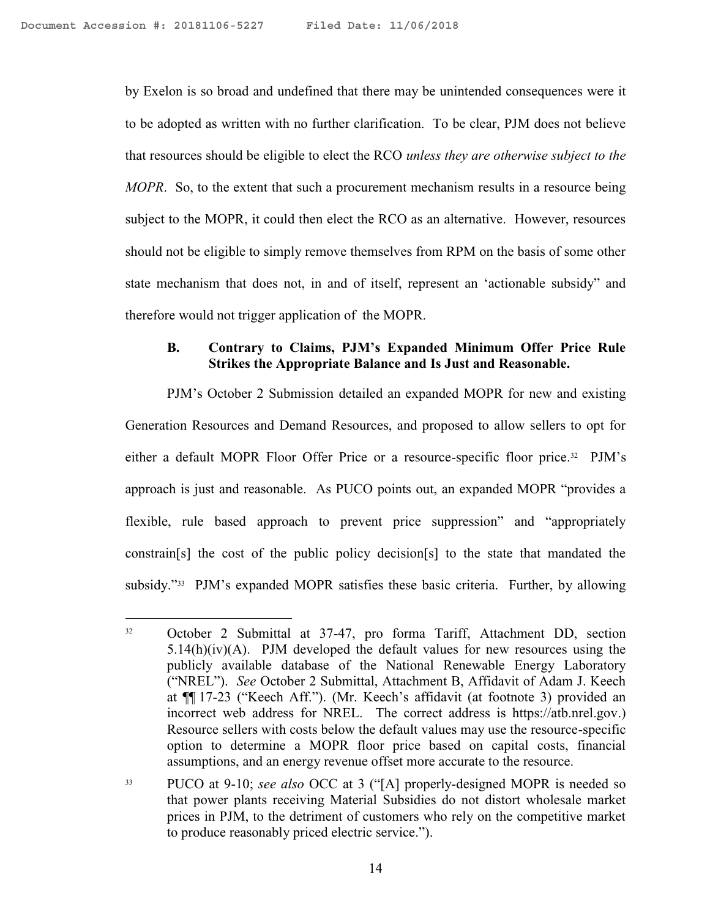by Exelon is so broad and undefined that there may be unintended consequences were it to be adopted as written with no further clarification. To be clear, PJM does not believe that resources should be eligible to elect the RCO *unless they are otherwise subject to the MOPR*. So, to the extent that such a procurement mechanism results in a resource being subject to the MOPR, it could then elect the RCO as an alternative. However, resources should not be eligible to simply remove themselves from RPM on the basis of some other state mechanism that does not, in and of itself, represent an 'actionable subsidy" and therefore would not trigger application of the MOPR.

### B. Contrary to Claims, PJM's Expanded Minimum Offer Price Rule Strikes the Appropriate Balance and Is Just and Reasonable.

PJM's October 2 Submission detailed an expanded MOPR for new and existing Generation Resources and Demand Resources, and proposed to allow sellers to opt for either a default MOPR Floor Offer Price or a resource-specific floor price.[32] PJM's approach is just and reasonable. As PUCO points out, an expanded MOPR "provides a flexible, rule based approach to prevent price suppression" and "appropriately constrain[s] the cost of the public policy decision[s] to the state that mandated the subsidy."[33] PJM's expanded MOPR satisfies these basic criteria. Further, by allowing

---

[32] October 2 Submittal at 37-47, pro forma Tariff, Attachment DD, section 5.14(h)(iv)(A). PJM developed the default values for new resources using the publicly available database of the National Renewable Energy Laboratory ("NREL"). *See* October 2 Submittal, Attachment B, Affidavit of Adam J. Keech at ¶¶ 17-23 ("Keech Aff."). (Mr. Keech's affidavit (at footnote 3) provided an incorrect web address for NREL. The correct address is https://atb.nrel.gov.) Resource sellers with costs below the default values may use the resource-specific option to determine a MOPR floor price based on capital costs, financial assumptions, and an energy revenue offset more accurate to the resource.

[33] PUCO at 9-10; *see also* OCC at 3 ("[A] properly-designed MOPR is needed so that power plants receiving Material Subsidies do not distort wholesale market prices in PJM, to the detriment of customers who rely on the competitive market to produce reasonably priced electric service.").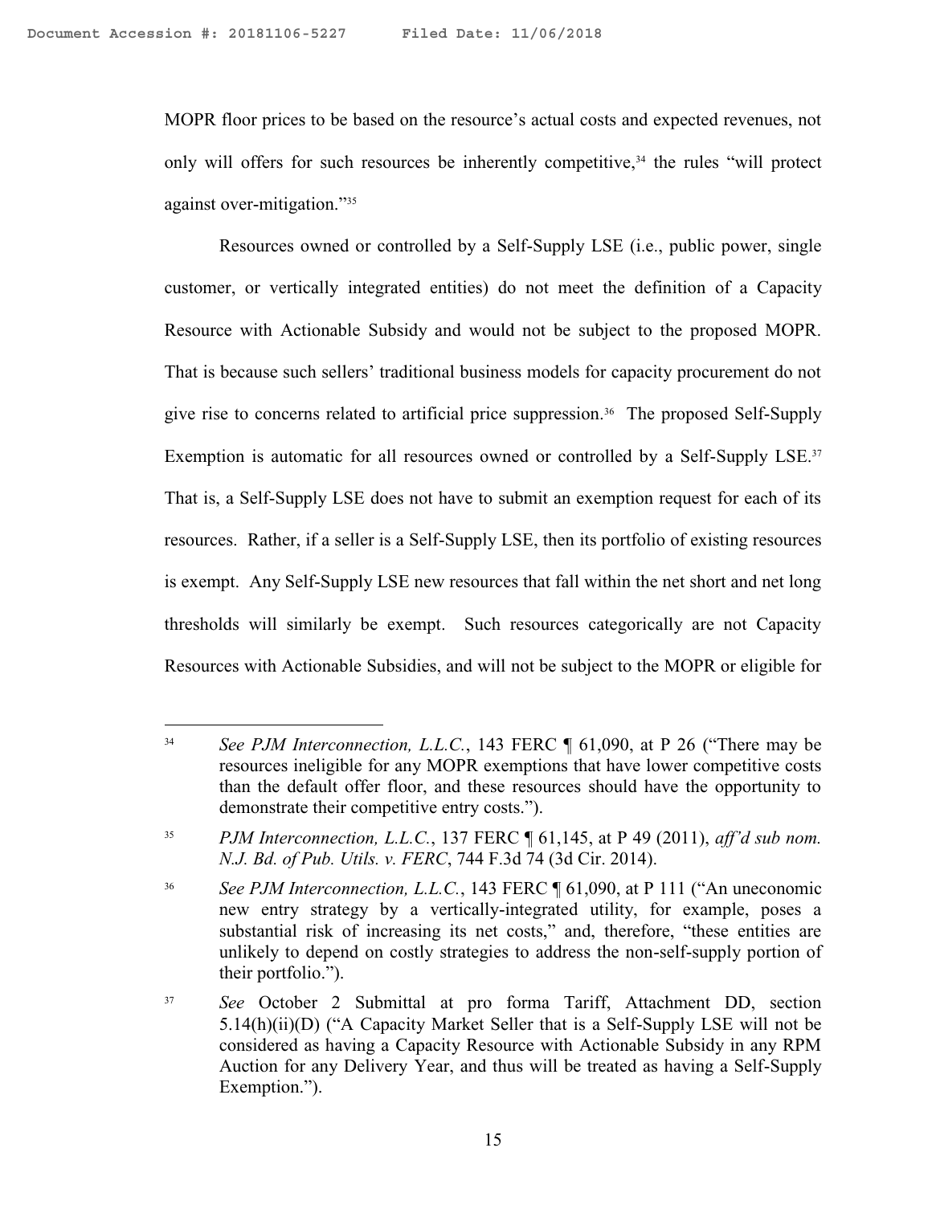MOPR floor prices to be based on the resource's actual costs and expected revenues, not only will offers for such resources be inherently competitive,[34] the rules "will protect against over-mitigation."[35]

Resources owned or controlled by a Self-Supply LSE (i.e., public power, single customer, or vertically integrated entities) do not meet the definition of a Capacity Resource with Actionable Subsidy and would not be subject to the proposed MOPR. That is because such sellers' traditional business models for capacity procurement do not give rise to concerns related to artificial price suppression.[36] The proposed Self-Supply Exemption is automatic for all resources owned or controlled by a Self-Supply LSE.[37] That is, a Self-Supply LSE does not have to submit an exemption request for each of its resources. Rather, if a seller is a Self-Supply LSE, then its portfolio of existing resources is exempt. Any Self-Supply LSE new resources that fall within the net short and net long thresholds will similarly be exempt. Such resources categorically are not Capacity Resources with Actionable Subsidies, and will not be subject to the MOPR or eligible for

---

[34] *See PJM Interconnection, L.L.C.*, 143 FERC ¶ 61,090, at P 26 ("There may be resources ineligible for any MOPR exemptions that have lower competitive costs than the default offer floor, and these resources should have the opportunity to demonstrate their competitive entry costs.").

[35] *PJM Interconnection, L.L.C.*, 137 FERC ¶ 61,145, at P 49 (2011), *aff'd sub nom. N.J. Bd. of Pub. Utils. v. FERC*, 744 F.3d 74 (3d Cir. 2014).

[36] *See PJM Interconnection, L.L.C.*, 143 FERC ¶ 61,090, at P 111 ("An uneconomic new entry strategy by a vertically-integrated utility, for example, poses a substantial risk of increasing its net costs," and, therefore, "these entities are unlikely to depend on costly strategies to address the non-self-supply portion of their portfolio.").

[37] *See* October 2 Submittal at pro forma Tariff, Attachment DD, section 5.14(h)(ii)(D) ("A Capacity Market Seller that is a Self-Supply LSE will not be considered as having a Capacity Resource with Actionable Subsidy in any RPM Auction for any Delivery Year, and thus will be treated as having a Self-Supply Exemption.").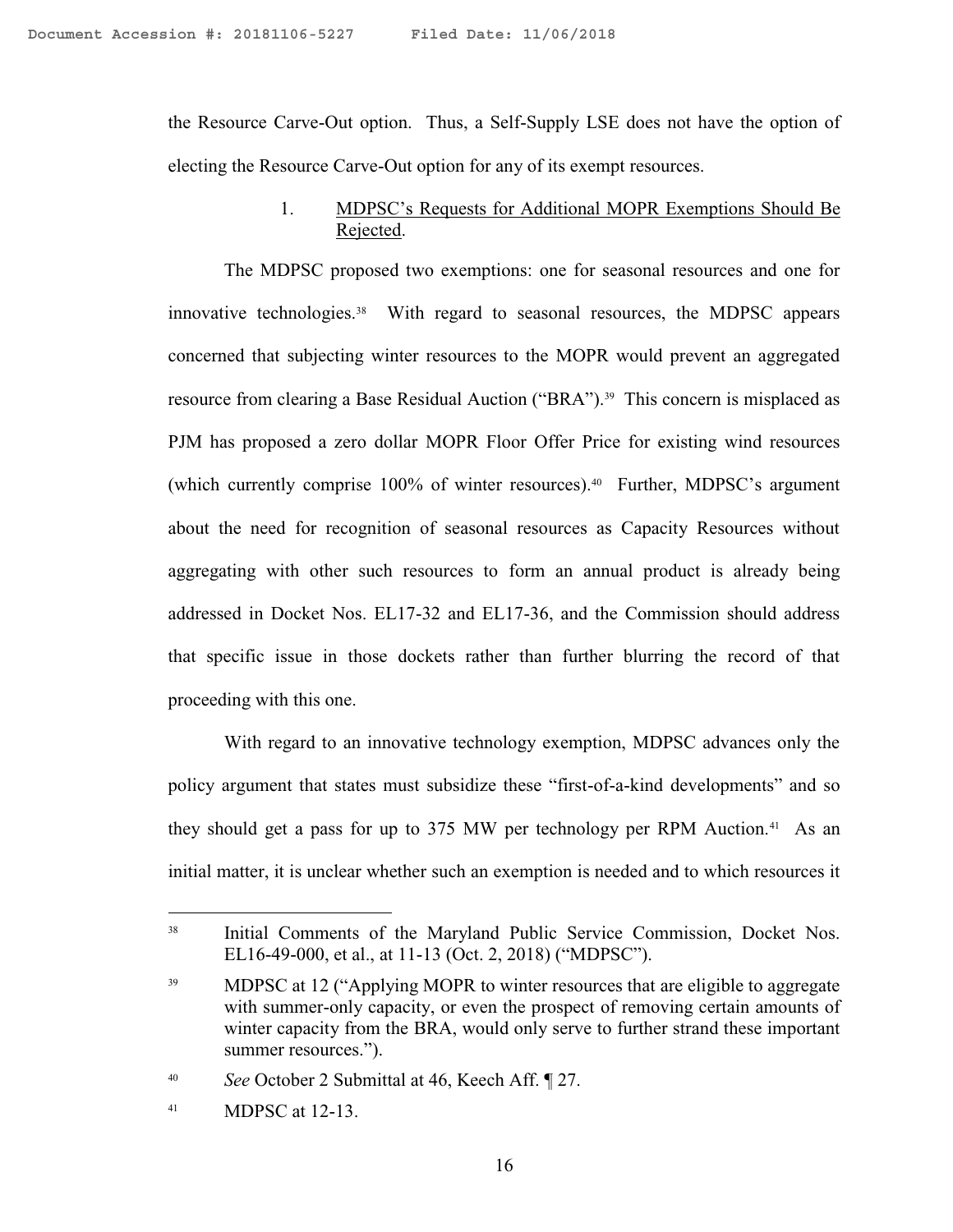the Resource Carve-Out option. Thus, a Self-Supply LSE does not have the option of electing the Resource Carve-Out option for any of its exempt resources.

1. MDPSC's Requests for Additional MOPR Exemptions Should Be Rejected.

The MDPSC proposed two exemptions: one for seasonal resources and one for innovative technologies.[38] With regard to seasonal resources, the MDPSC appears concerned that subjecting winter resources to the MOPR would prevent an aggregated resource from clearing a Base Residual Auction ("BRA").[39] This concern is misplaced as PJM has proposed a zero dollar MOPR Floor Offer Price for existing wind resources (which currently comprise 100% of winter resources).[40] Further, MDPSC's argument about the need for recognition of seasonal resources as Capacity Resources without aggregating with other such resources to form an annual product is already being addressed in Docket Nos. EL17-32 and EL17-36, and the Commission should address that specific issue in those dockets rather than further blurring the record of that proceeding with this one.

With regard to an innovative technology exemption, MDPSC advances only the policy argument that states must subsidize these "first-of-a-kind developments" and so they should get a pass for up to 375 MW per technology per RPM Auction.[41] As an initial matter, it is unclear whether such an exemption is needed and to which resources it

---

[38] Initial Comments of the Maryland Public Service Commission, Docket Nos. EL16-49-000, et al., at 11-13 (Oct. 2, 2018) ("MDPSC").

[39] MDPSC at 12 ("Applying MOPR to winter resources that are eligible to aggregate with summer-only capacity, or even the prospect of removing certain amounts of winter capacity from the BRA, would only serve to further strand these important summer resources.").

[40] *See* October 2 Submittal at 46, Keech Aff. ¶ 27.

[41] MDPSC at 12-13.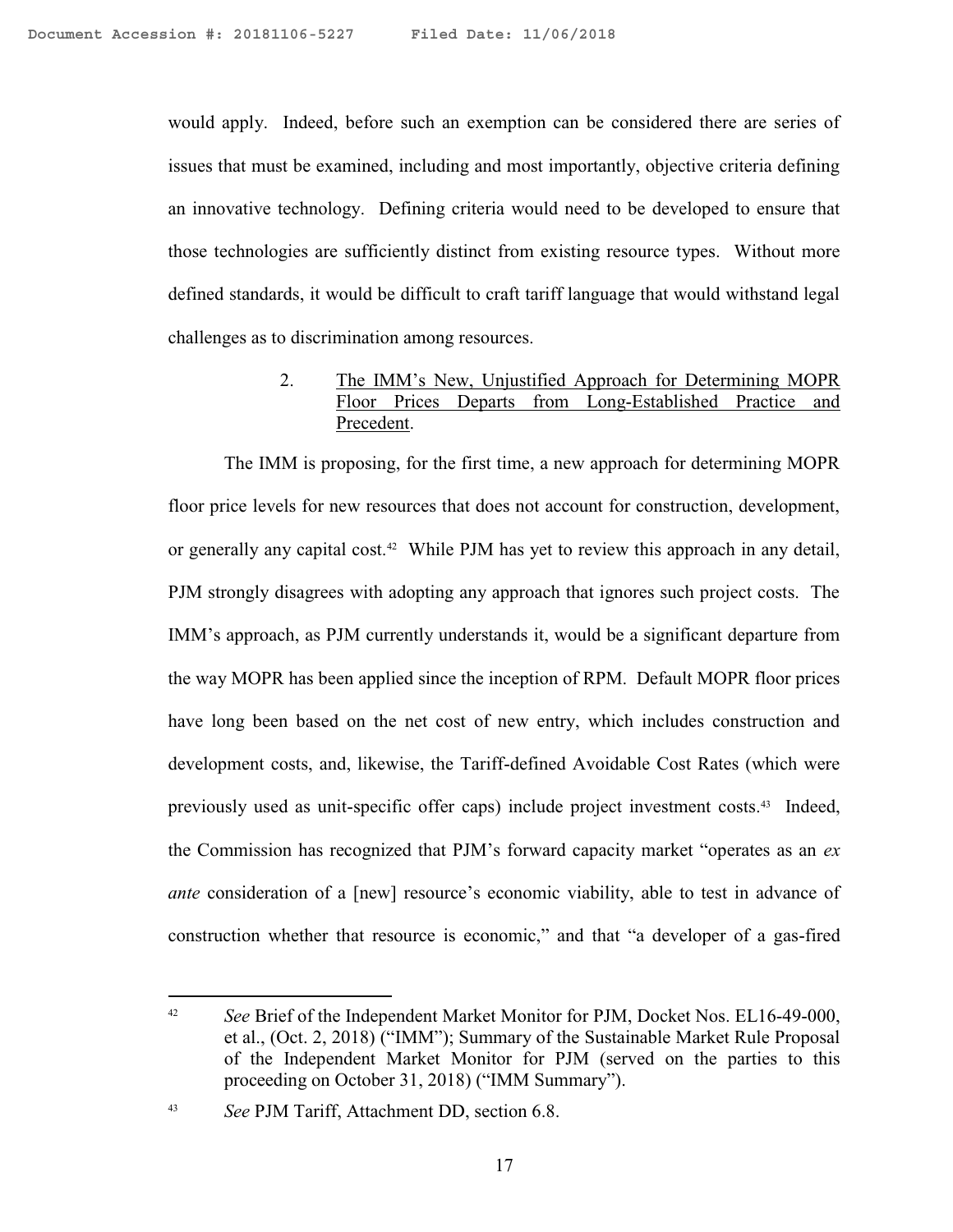would apply. Indeed, before such an exemption can be considered there are series of issues that must be examined, including and most importantly, objective criteria defining an innovative technology. Defining criteria would need to be developed to ensure that those technologies are sufficiently distinct from existing resource types. Without more defined standards, it would be difficult to craft tariff language that would withstand legal challenges as to discrimination among resources.

2. <u>The IMM's New, Unjustified Approach for Determining MOPR Floor Prices Departs from Long-Established Practice and Precedent</u>.

The IMM is proposing, for the first time, a new approach for determining MOPR floor price levels for new resources that does not account for construction, development, or generally any capital cost.[42] While PJM has yet to review this approach in any detail, PJM strongly disagrees with adopting any approach that ignores such project costs. The IMM's approach, as PJM currently understands it, would be a significant departure from the way MOPR has been applied since the inception of RPM. Default MOPR floor prices have long been based on the net cost of new entry, which includes construction and development costs, and, likewise, the Tariff-defined Avoidable Cost Rates (which were previously used as unit-specific offer caps) include project investment costs.[43] Indeed, the Commission has recognized that PJM's forward capacity market "operates as an *ex ante* consideration of a [new] resource's economic viability, able to test in advance of construction whether that resource is economic," and that "a developer of a gas-fired

---

[42] *See* Brief of the Independent Market Monitor for PJM, Docket Nos. EL16-49-000, et al., (Oct. 2, 2018) ("IMM"); Summary of the Sustainable Market Rule Proposal of the Independent Market Monitor for PJM (served on the parties to this proceeding on October 31, 2018) ("IMM Summary").

[43] *See* PJM Tariff, Attachment DD, section 6.8.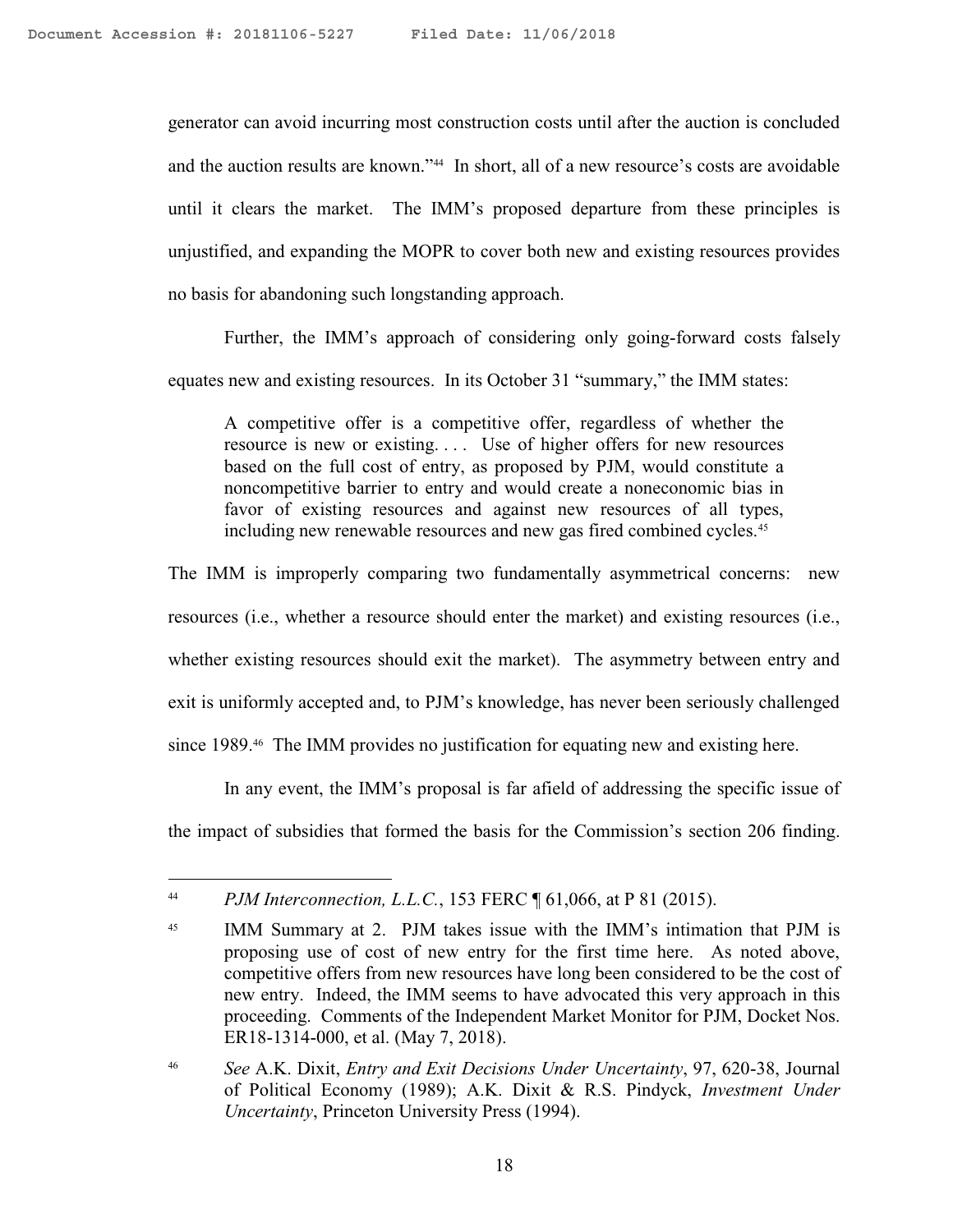generator can avoid incurring most construction costs until after the auction is concluded and the auction results are known."[44] In short, all of a new resource's costs are avoidable until it clears the market. The IMM's proposed departure from these principles is unjustified, and expanding the MOPR to cover both new and existing resources provides no basis for abandoning such longstanding approach.

Further, the IMM's approach of considering only going-forward costs falsely equates new and existing resources. In its October 31 "summary," the IMM states:

> A competitive offer is a competitive offer, regardless of whether the resource is new or existing. . . . Use of higher offers for new resources based on the full cost of entry, as proposed by PJM, would constitute a noncompetitive barrier to entry and would create a noneconomic bias in favor of existing resources and against new resources of all types, including new renewable resources and new gas fired combined cycles.[45]

The IMM is improperly comparing two fundamentally asymmetrical concerns: new resources (i.e., whether a resource should enter the market) and existing resources (i.e., whether existing resources should exit the market). The asymmetry between entry and exit is uniformly accepted and, to PJM's knowledge, has never been seriously challenged since 1989.[46] The IMM provides no justification for equating new and existing here.

In any event, the IMM's proposal is far afield of addressing the specific issue of the impact of subsidies that formed the basis for the Commission's section 206 finding.

---

[44] *PJM Interconnection, L.L.C.*, 153 FERC ¶ 61,066, at P 81 (2015).

[45] IMM Summary at 2. PJM takes issue with the IMM's intimation that PJM is proposing use of cost of new entry for the first time here. As noted above, competitive offers from new resources have long been considered to be the cost of new entry. Indeed, the IMM seems to have advocated this very approach in this proceeding. Comments of the Independent Market Monitor for PJM, Docket Nos. ER18-1314-000, et al. (May 7, 2018).

[46] *See* A.K. Dixit, *Entry and Exit Decisions Under Uncertainty*, 97, 620-38, Journal of Political Economy (1989); A.K. Dixit & R.S. Pindyck, *Investment Under Uncertainty*, Princeton University Press (1994).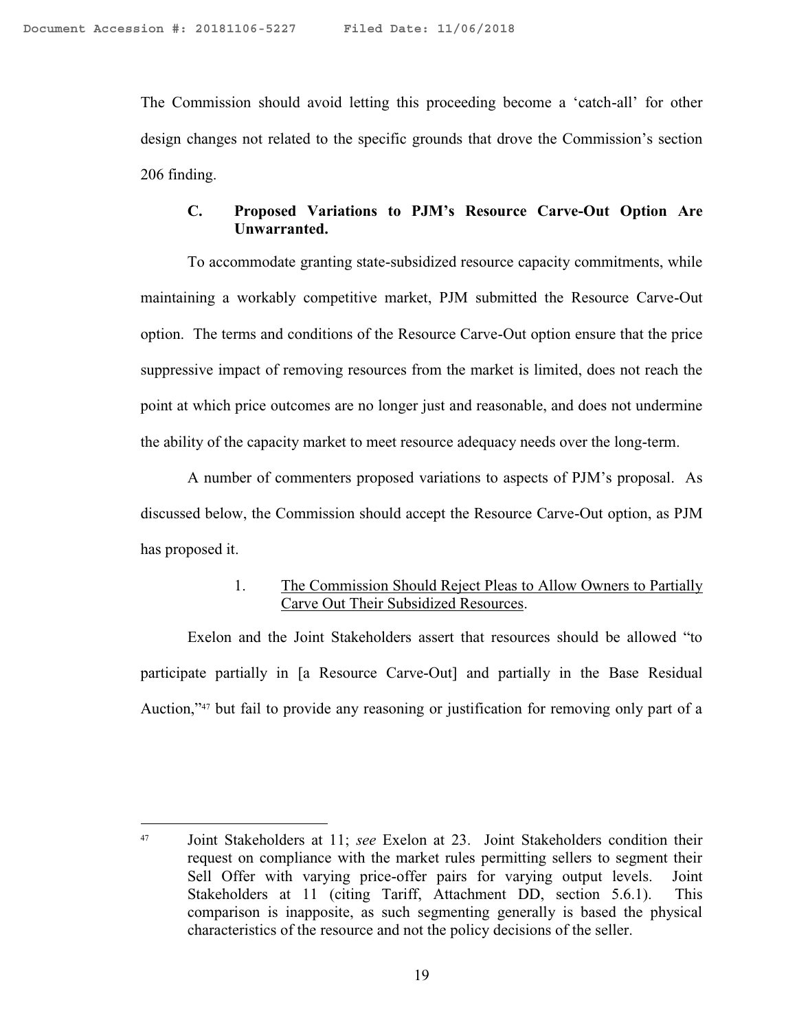The Commission should avoid letting this proceeding become a 'catch-all' for other design changes not related to the specific grounds that drove the Commission's section 206 finding.

### C. Proposed Variations to PJM's Resource Carve-Out Option Are Unwarranted.

To accommodate granting state-subsidized resource capacity commitments, while maintaining a workably competitive market, PJM submitted the Resource Carve-Out option. The terms and conditions of the Resource Carve-Out option ensure that the price suppressive impact of removing resources from the market is limited, does not reach the point at which price outcomes are no longer just and reasonable, and does not undermine the ability of the capacity market to meet resource adequacy needs over the long-term.

A number of commenters proposed variations to aspects of PJM's proposal. As discussed below, the Commission should accept the Resource Carve-Out option, as PJM has proposed it.

#### 1. The Commission Should Reject Pleas to Allow Owners to Partially Carve Out Their Subsidized Resources.

Exelon and the Joint Stakeholders assert that resources should be allowed "to participate partially in [a Resource Carve-Out] and partially in the Base Residual Auction,"[47] but fail to provide any reasoning or justification for removing only part of a

---

[47] Joint Stakeholders at 11; *see* Exelon at 23. Joint Stakeholders condition their request on compliance with the market rules permitting sellers to segment their Sell Offer with varying price-offer pairs for varying output levels. Joint Stakeholders at 11 (citing Tariff, Attachment DD, section 5.6.1). This comparison is inapposite, as such segmenting generally is based the physical characteristics of the resource and not the policy decisions of the seller.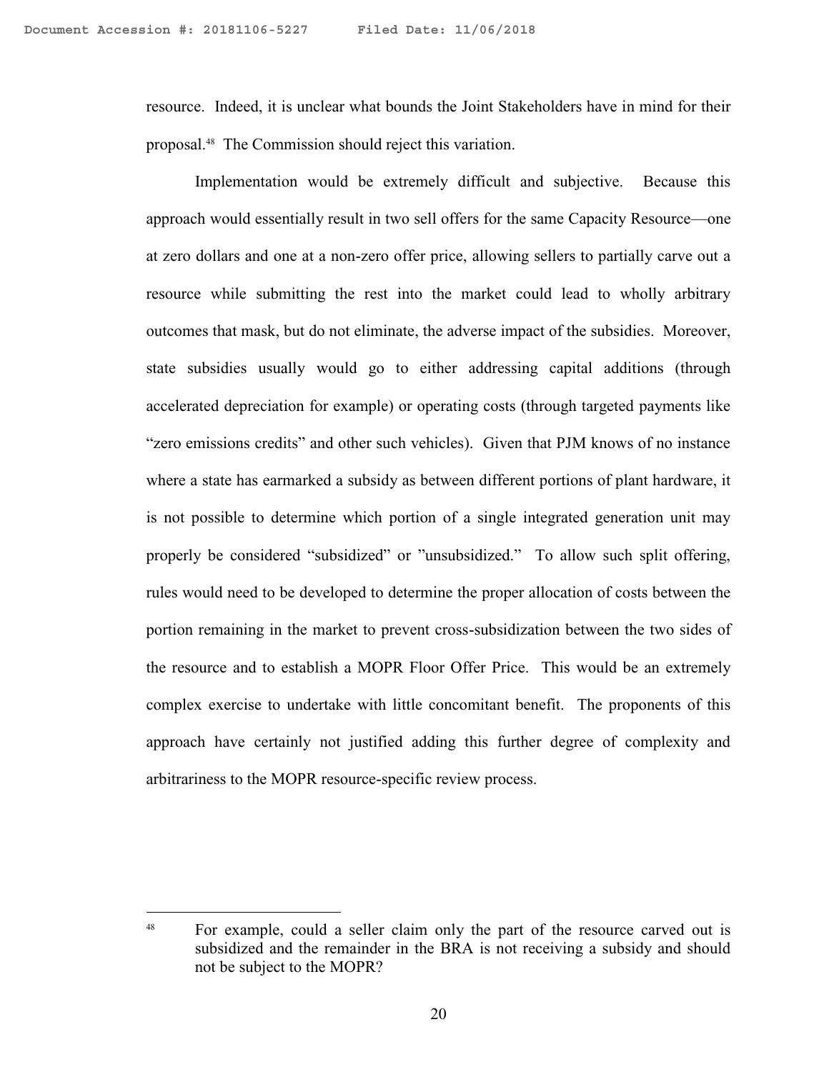resource. Indeed, it is unclear what bounds the Joint Stakeholders have in mind for their proposal.[48] The Commission should reject this variation.

Implementation would be extremely difficult and subjective. Because this approach would essentially result in two sell offers for the same Capacity Resource—one at zero dollars and one at a non-zero offer price, allowing sellers to partially carve out a resource while submitting the rest into the market could lead to wholly arbitrary outcomes that mask, but do not eliminate, the adverse impact of the subsidies. Moreover, state subsidies usually would go to either addressing capital additions (through accelerated depreciation for example) or operating costs (through targeted payments like "zero emissions credits" and other such vehicles). Given that PJM knows of no instance where a state has earmarked a subsidy as between different portions of plant hardware, it is not possible to determine which portion of a single integrated generation unit may properly be considered "subsidized" or "unsubsidized." To allow such split offering, rules would need to be developed to determine the proper allocation of costs between the portion remaining in the market to prevent cross-subsidization between the two sides of the resource and to establish a MOPR Floor Offer Price. This would be an extremely complex exercise to undertake with little concomitant benefit. The proponents of this approach have certainly not justified adding this further degree of complexity and arbitrariness to the MOPR resource-specific review process.

---

[48] For example, could a seller claim only the part of the resource carved out is subsidized and the remainder in the BRA is not receiving a subsidy and should not be subject to the MOPR?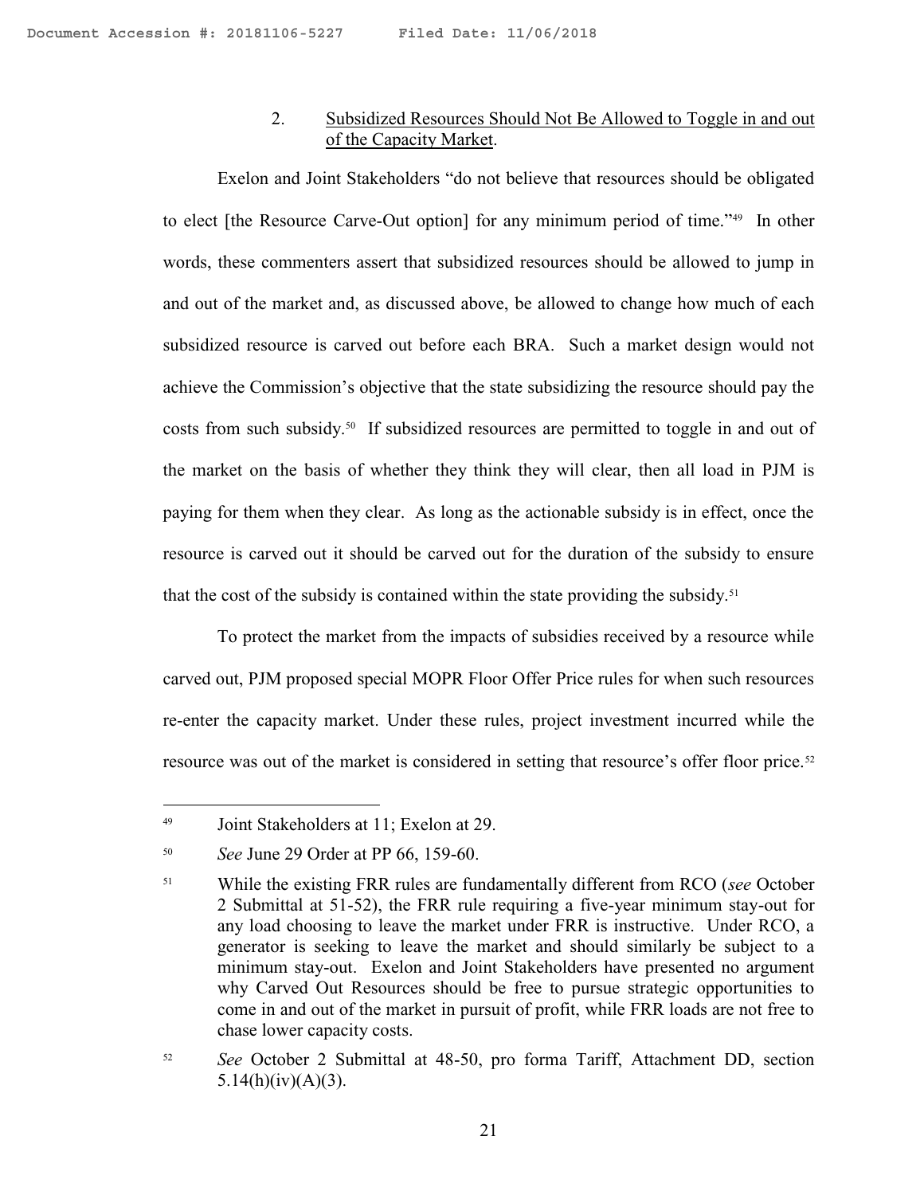### 2. Subsidized Resources Should Not Be Allowed to Toggle in and out of the Capacity Market.

Exelon and Joint Stakeholders "do not believe that resources should be obligated to elect [the Resource Carve-Out option] for any minimum period of time."[49] In other words, these commenters assert that subsidized resources should be allowed to jump in and out of the market and, as discussed above, be allowed to change how much of each subsidized resource is carved out before each BRA. Such a market design would not achieve the Commission's objective that the state subsidizing the resource should pay the costs from such subsidy.[50] If subsidized resources are permitted to toggle in and out of the market on the basis of whether they think they will clear, then all load in PJM is paying for them when they clear. As long as the actionable subsidy is in effect, once the resource is carved out it should be carved out for the duration of the subsidy to ensure that the cost of the subsidy is contained within the state providing the subsidy.[51]

To protect the market from the impacts of subsidies received by a resource while carved out, PJM proposed special MOPR Floor Offer Price rules for when such resources re-enter the capacity market. Under these rules, project investment incurred while the resource was out of the market is considered in setting that resource's offer floor price.[52]

---

[49] Joint Stakeholders at 11; Exelon at 29.

[50] *See* June 29 Order at PP 66, 159-60.

[51] While the existing FRR rules are fundamentally different from RCO (*see* October 2 Submittal at 51-52), the FRR rule requiring a five-year minimum stay-out for any load choosing to leave the market under FRR is instructive. Under RCO, a generator is seeking to leave the market and should similarly be subject to a minimum stay-out. Exelon and Joint Stakeholders have presented no argument why Carved Out Resources should be free to pursue strategic opportunities to come in and out of the market in pursuit of profit, while FRR loads are not free to chase lower capacity costs.

[52] *See* October 2 Submittal at 48-50, pro forma Tariff, Attachment DD, section 5.14(h)(iv)(A)(3).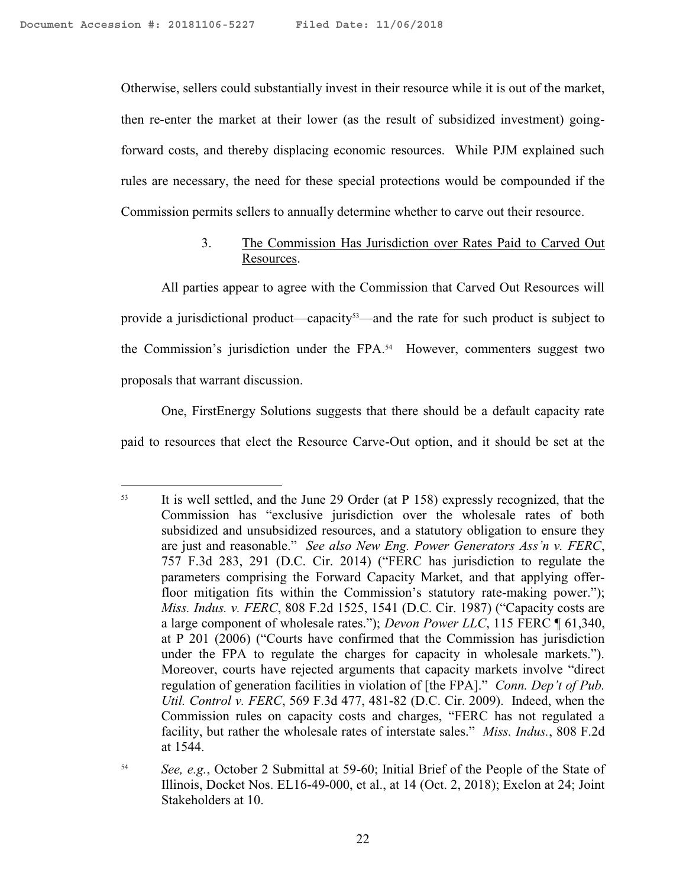Otherwise, sellers could substantially invest in their resource while it is out of the market, then re-enter the market at their lower (as the result of subsidized investment) going-forward costs, and thereby displacing economic resources. While PJM explained such rules are necessary, the need for these special protections would be compounded if the Commission permits sellers to annually determine whether to carve out their resource.

### 3. The Commission Has Jurisdiction over Rates Paid to Carved Out Resources.

All parties appear to agree with the Commission that Carved Out Resources will provide a jurisdictional product—capacity[53]—and the rate for such product is subject to the Commission's jurisdiction under the FPA.[54] However, commenters suggest two proposals that warrant discussion.

One, FirstEnergy Solutions suggests that there should be a default capacity rate paid to resources that elect the Resource Carve-Out option, and it should be set at the

---

[53] It is well settled, and the June 29 Order (at P 158) expressly recognized, that the Commission has "exclusive jurisdiction over the wholesale rates of both subsidized and unsubsidized resources, and a statutory obligation to ensure they are just and reasonable." *See also New Eng. Power Generators Ass'n v. FERC*, 757 F.3d 283, 291 (D.C. Cir. 2014) ("FERC has jurisdiction to regulate the parameters comprising the Forward Capacity Market, and that applying offer-floor mitigation fits within the Commission's statutory rate-making power."); *Miss. Indus. v. FERC*, 808 F.2d 1525, 1541 (D.C. Cir. 1987) ("Capacity costs are a large component of wholesale rates."); *Devon Power LLC*, 115 FERC ¶ 61,340, at P 201 (2006) ("Courts have confirmed that the Commission has jurisdiction under the FPA to regulate the charges for capacity in wholesale markets."). Moreover, courts have rejected arguments that capacity markets involve "direct regulation of generation facilities in violation of [the FPA]." *Conn. Dep't of Pub. Util. Control v. FERC*, 569 F.3d 477, 481-82 (D.C. Cir. 2009). Indeed, when the Commission rules on capacity costs and charges, "FERC has not regulated a facility, but rather the wholesale rates of interstate sales." *Miss. Indus.*, 808 F.2d at 1544.

[54] *See, e.g.*, October 2 Submittal at 59-60; Initial Brief of the People of the State of Illinois, Docket Nos. EL16-49-000, et al., at 14 (Oct. 2, 2018); Exelon at 24; Joint Stakeholders at 10.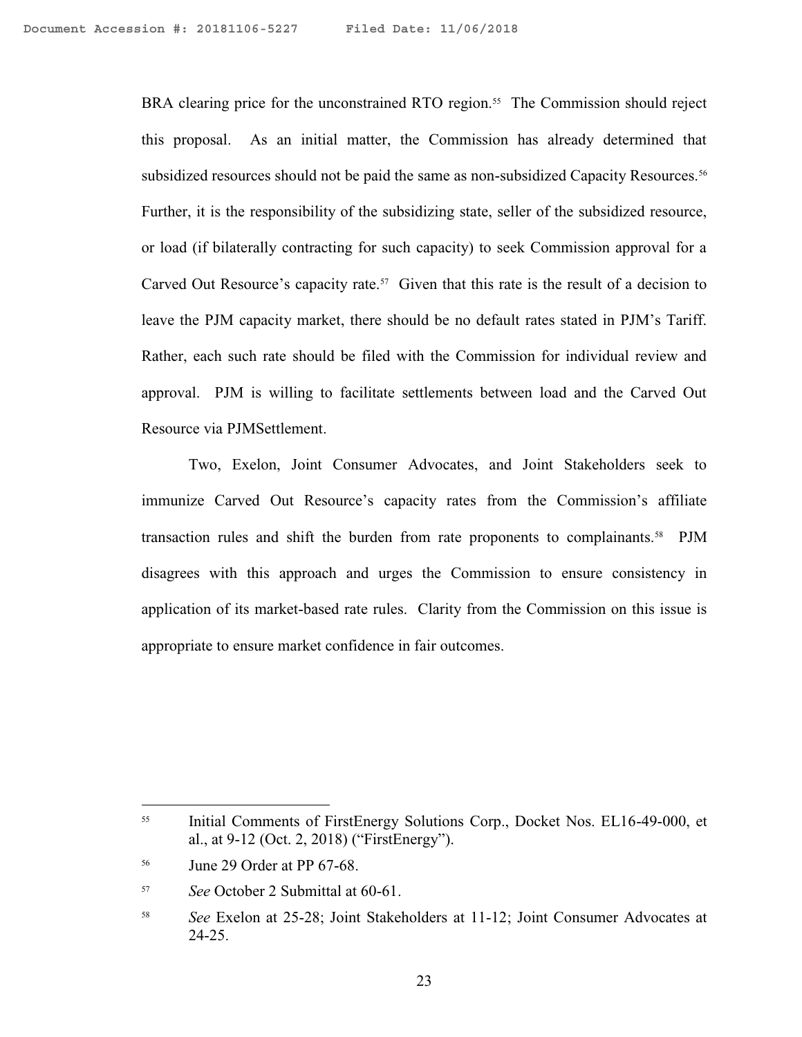BRA clearing price for the unconstrained RTO region.[55] The Commission should reject this proposal. As an initial matter, the Commission has already determined that subsidized resources should not be paid the same as non-subsidized Capacity Resources.[56] Further, it is the responsibility of the subsidizing state, seller of the subsidized resource, or load (if bilaterally contracting for such capacity) to seek Commission approval for a Carved Out Resource's capacity rate.[57] Given that this rate is the result of a decision to leave the PJM capacity market, there should be no default rates stated in PJM's Tariff. Rather, each such rate should be filed with the Commission for individual review and approval. PJM is willing to facilitate settlements between load and the Carved Out Resource via PJMSettlement.

Two, Exelon, Joint Consumer Advocates, and Joint Stakeholders seek to immunize Carved Out Resource's capacity rates from the Commission's affiliate transaction rules and shift the burden from rate proponents to complainants.[58] PJM disagrees with this approach and urges the Commission to ensure consistency in application of its market-based rate rules. Clarity from the Commission on this issue is appropriate to ensure market confidence in fair outcomes.

---

[55] Initial Comments of FirstEnergy Solutions Corp., Docket Nos. EL16-49-000, et al., at 9-12 (Oct. 2, 2018) ("FirstEnergy").

[56] June 29 Order at PP 67-68.

[57] *See* October 2 Submittal at 60-61.

[58] *See* Exelon at 25-28; Joint Stakeholders at 11-12; Joint Consumer Advocates at 24-25.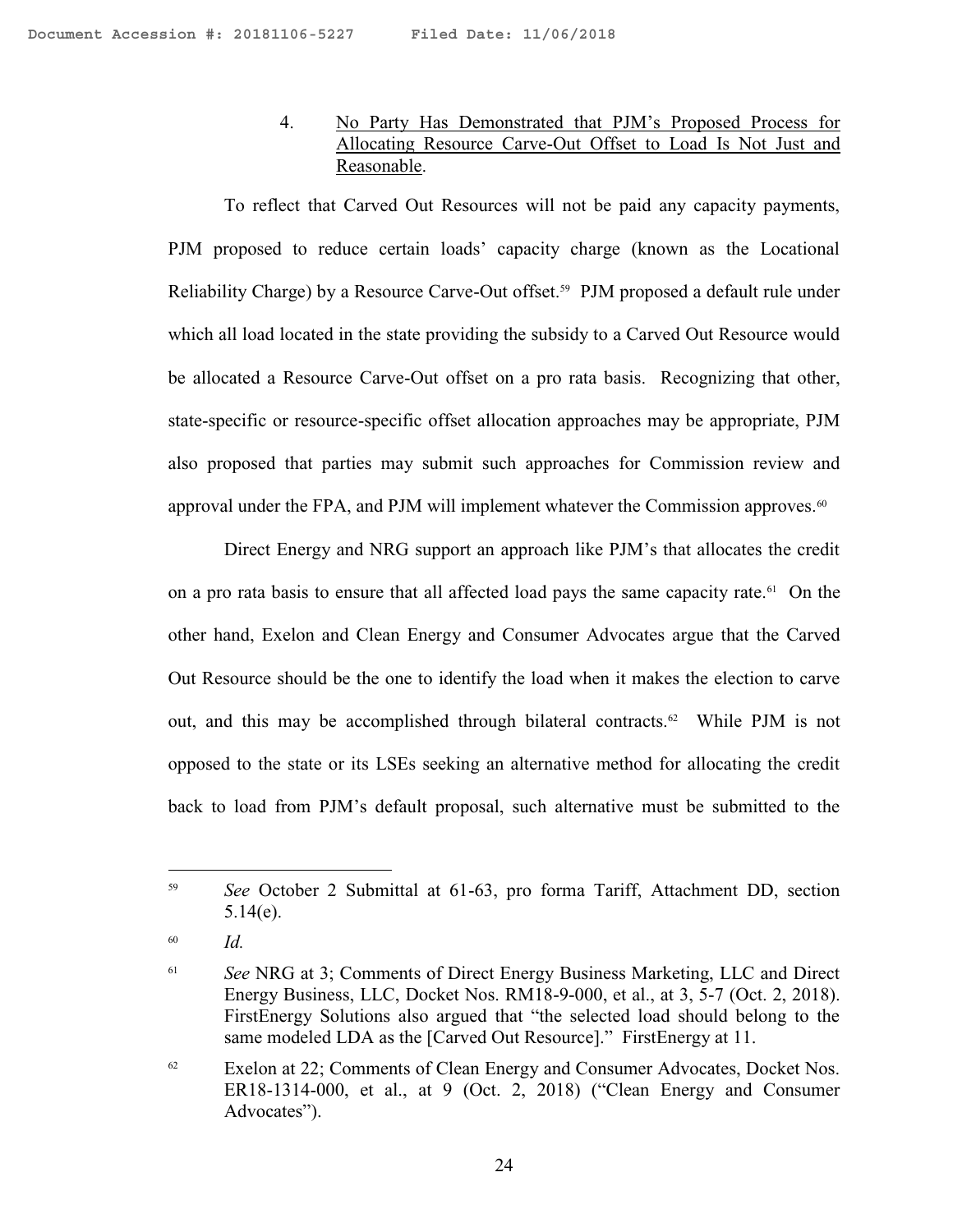4. No Party Has Demonstrated that PJM's Proposed Process for Allocating Resource Carve-Out Offset to Load Is Not Just and Reasonable.

To reflect that Carved Out Resources will not be paid any capacity payments, PJM proposed to reduce certain loads' capacity charge (known as the Locational Reliability Charge) by a Resource Carve-Out offset.[59] PJM proposed a default rule under which all load located in the state providing the subsidy to a Carved Out Resource would be allocated a Resource Carve-Out offset on a pro rata basis. Recognizing that other, state-specific or resource-specific offset allocation approaches may be appropriate, PJM also proposed that parties may submit such approaches for Commission review and approval under the FPA, and PJM will implement whatever the Commission approves.[60]

Direct Energy and NRG support an approach like PJM's that allocates the credit on a pro rata basis to ensure that all affected load pays the same capacity rate.[61] On the other hand, Exelon and Clean Energy and Consumer Advocates argue that the Carved Out Resource should be the one to identify the load when it makes the election to carve out, and this may be accomplished through bilateral contracts.[62] While PJM is not opposed to the state or its LSEs seeking an alternative method for allocating the credit back to load from PJM's default proposal, such alternative must be submitted to the

---

[59] *See* October 2 Submittal at 61-63, pro forma Tariff, Attachment DD, section 5.14(e).

[60] *Id.*

[61] *See* NRG at 3; Comments of Direct Energy Business Marketing, LLC and Direct Energy Business, LLC, Docket Nos. RM18-9-000, et al., at 3, 5-7 (Oct. 2, 2018). FirstEnergy Solutions also argued that "the selected load should belong to the same modeled LDA as the [Carved Out Resource]." FirstEnergy at 11.

[62] Exelon at 22; Comments of Clean Energy and Consumer Advocates, Docket Nos. ER18-1314-000, et al., at 9 (Oct. 2, 2018) ("Clean Energy and Consumer Advocates").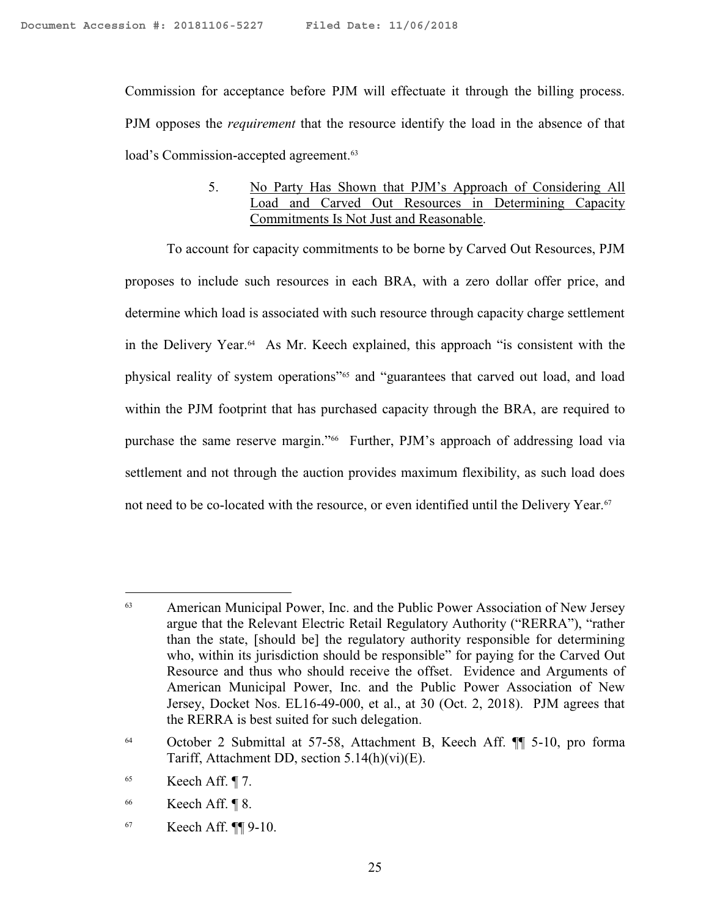Commission for acceptance before PJM will effectuate it through the billing process. PJM opposes the *requirement* that the resource identify the load in the absence of that load's Commission-accepted agreement.[63]

5. <u>No Party Has Shown that PJM's Approach of Considering All Load and Carved Out Resources in Determining Capacity Commitments Is Not Just and Reasonable</u>.

To account for capacity commitments to be borne by Carved Out Resources, PJM proposes to include such resources in each BRA, with a zero dollar offer price, and determine which load is associated with such resource through capacity charge settlement in the Delivery Year.[64] As Mr. Keech explained, this approach "is consistent with the physical reality of system operations"[65] and "guarantees that carved out load, and load within the PJM footprint that has purchased capacity through the BRA, are required to purchase the same reserve margin."[66] Further, PJM's approach of addressing load via settlement and not through the auction provides maximum flexibility, as such load does not need to be co-located with the resource, or even identified until the Delivery Year.[67]

---

[63] American Municipal Power, Inc. and the Public Power Association of New Jersey argue that the Relevant Electric Retail Regulatory Authority ("RERRA"), "rather than the state, [should be] the regulatory authority responsible for determining who, within its jurisdiction should be responsible" for paying for the Carved Out Resource and thus who should receive the offset. Evidence and Arguments of American Municipal Power, Inc. and the Public Power Association of New Jersey, Docket Nos. EL16-49-000, et al., at 30 (Oct. 2, 2018). PJM agrees that the RERRA is best suited for such delegation.

[64] October 2 Submittal at 57-58, Attachment B, Keech Aff. ¶¶ 5-10, pro forma Tariff, Attachment DD, section 5.14(h)(vi)(E).

[65] Keech Aff. ¶ 7.

[66] Keech Aff. ¶ 8.

[67] Keech Aff. ¶¶ 9-10.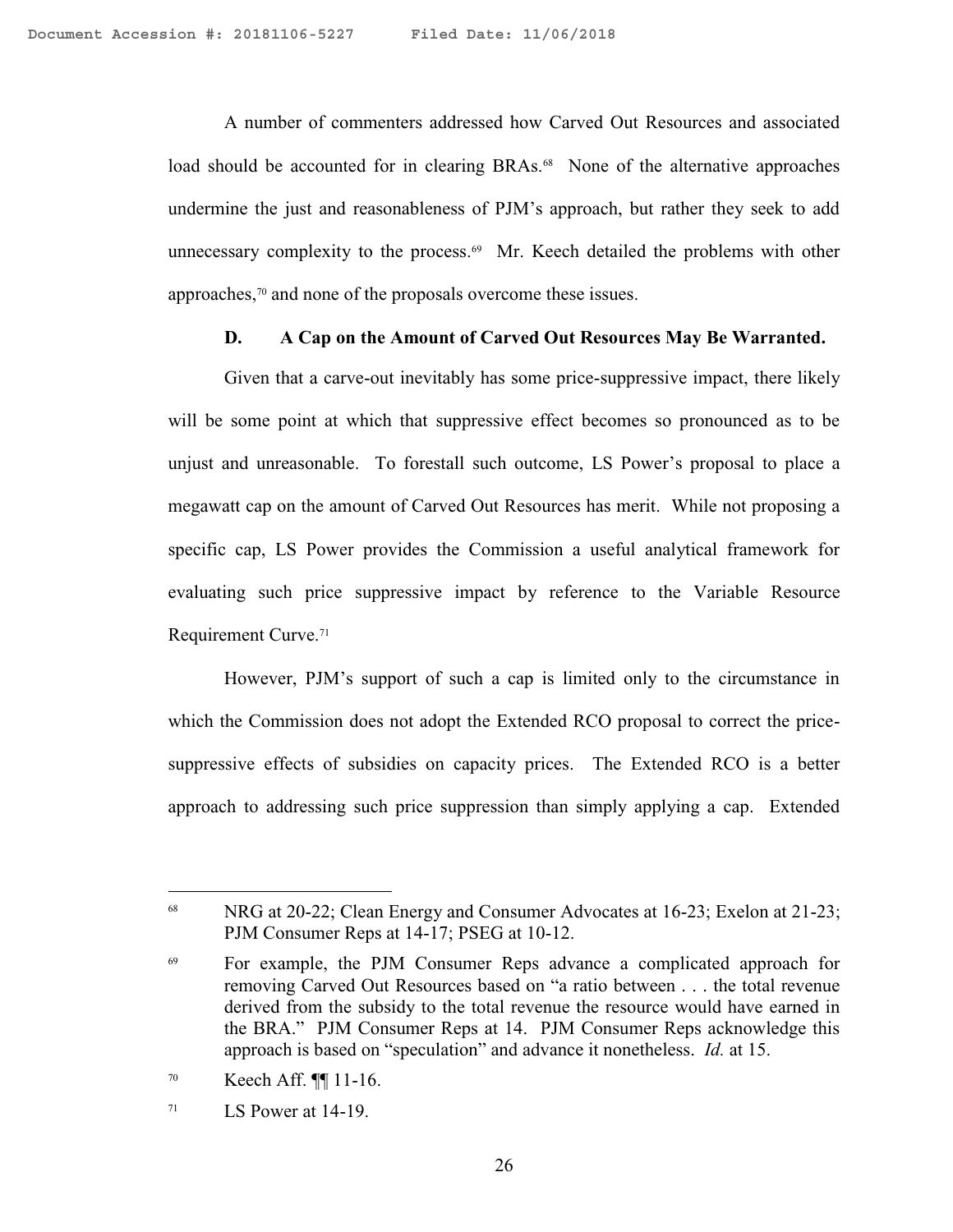A number of commenters addressed how Carved Out Resources and associated load should be accounted for in clearing BRAs.[68] None of the alternative approaches undermine the just and reasonableness of PJM's approach, but rather they seek to add unnecessary complexity to the process.[69] Mr. Keech detailed the problems with other approaches,[70] and none of the proposals overcome these issues.

### D. A Cap on the Amount of Carved Out Resources May Be Warranted.

Given that a carve-out inevitably has some price-suppressive impact, there likely will be some point at which that suppressive effect becomes so pronounced as to be unjust and unreasonable. To forestall such outcome, LS Power's proposal to place a megawatt cap on the amount of Carved Out Resources has merit. While not proposing a specific cap, LS Power provides the Commission a useful analytical framework for evaluating such price suppressive impact by reference to the Variable Resource Requirement Curve.[71]

However, PJM's support of such a cap is limited only to the circumstance in which the Commission does not adopt the Extended RCO proposal to correct the price-suppressive effects of subsidies on capacity prices. The Extended RCO is a better approach to addressing such price suppression than simply applying a cap. Extended

---

[68] NRG at 20-22; Clean Energy and Consumer Advocates at 16-23; Exelon at 21-23; PJM Consumer Reps at 14-17; PSEG at 10-12.

[69] For example, the PJM Consumer Reps advance a complicated approach for removing Carved Out Resources based on "a ratio between . . . the total revenue derived from the subsidy to the total revenue the resource would have earned in the BRA." PJM Consumer Reps at 14. PJM Consumer Reps acknowledge this approach is based on "speculation" and advance it nonetheless. *Id.* at 15.

[70] Keech Aff. ¶¶ 11-16.

[71] LS Power at 14-19.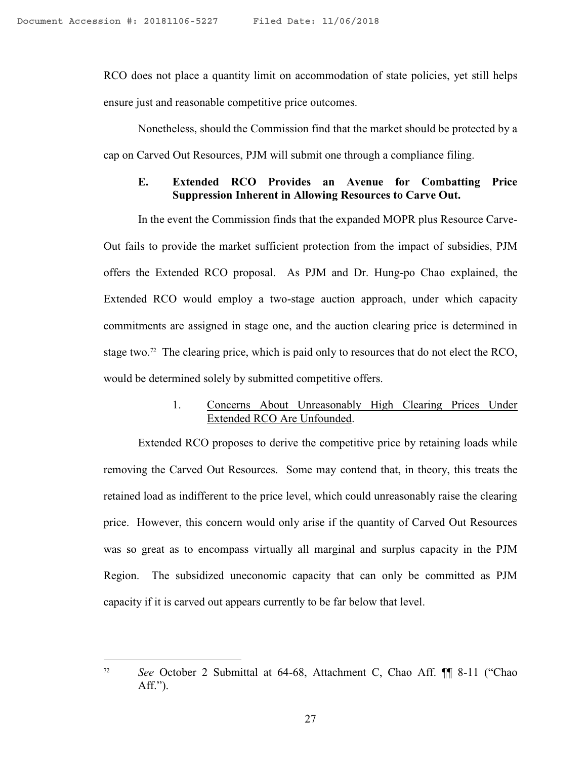RCO does not place a quantity limit on accommodation of state policies, yet still helps ensure just and reasonable competitive price outcomes.

Nonetheless, should the Commission find that the market should be protected by a cap on Carved Out Resources, PJM will submit one through a compliance filing.

### E. Extended RCO Provides an Avenue for Combatting Price Suppression Inherent in Allowing Resources to Carve Out.

In the event the Commission finds that the expanded MOPR plus Resource Carve-Out fails to provide the market sufficient protection from the impact of subsidies, PJM offers the Extended RCO proposal. As PJM and Dr. Hung-po Chao explained, the Extended RCO would employ a two-stage auction approach, under which capacity commitments are assigned in stage one, and the auction clearing price is determined in stage two.[72] The clearing price, which is paid only to resources that do not elect the RCO, would be determined solely by submitted competitive offers.

#### 1. Concerns About Unreasonably High Clearing Prices Under Extended RCO Are Unfounded.

Extended RCO proposes to derive the competitive price by retaining loads while removing the Carved Out Resources. Some may contend that, in theory, this treats the retained load as indifferent to the price level, which could unreasonably raise the clearing price. However, this concern would only arise if the quantity of Carved Out Resources was so great as to encompass virtually all marginal and surplus capacity in the PJM Region. The subsidized uneconomic capacity that can only be committed as PJM capacity if it is carved out appears currently to be far below that level.

---

[72] *See* October 2 Submittal at 64-68, Attachment C, Chao Aff. ¶¶ 8-11 ("Chao Aff.").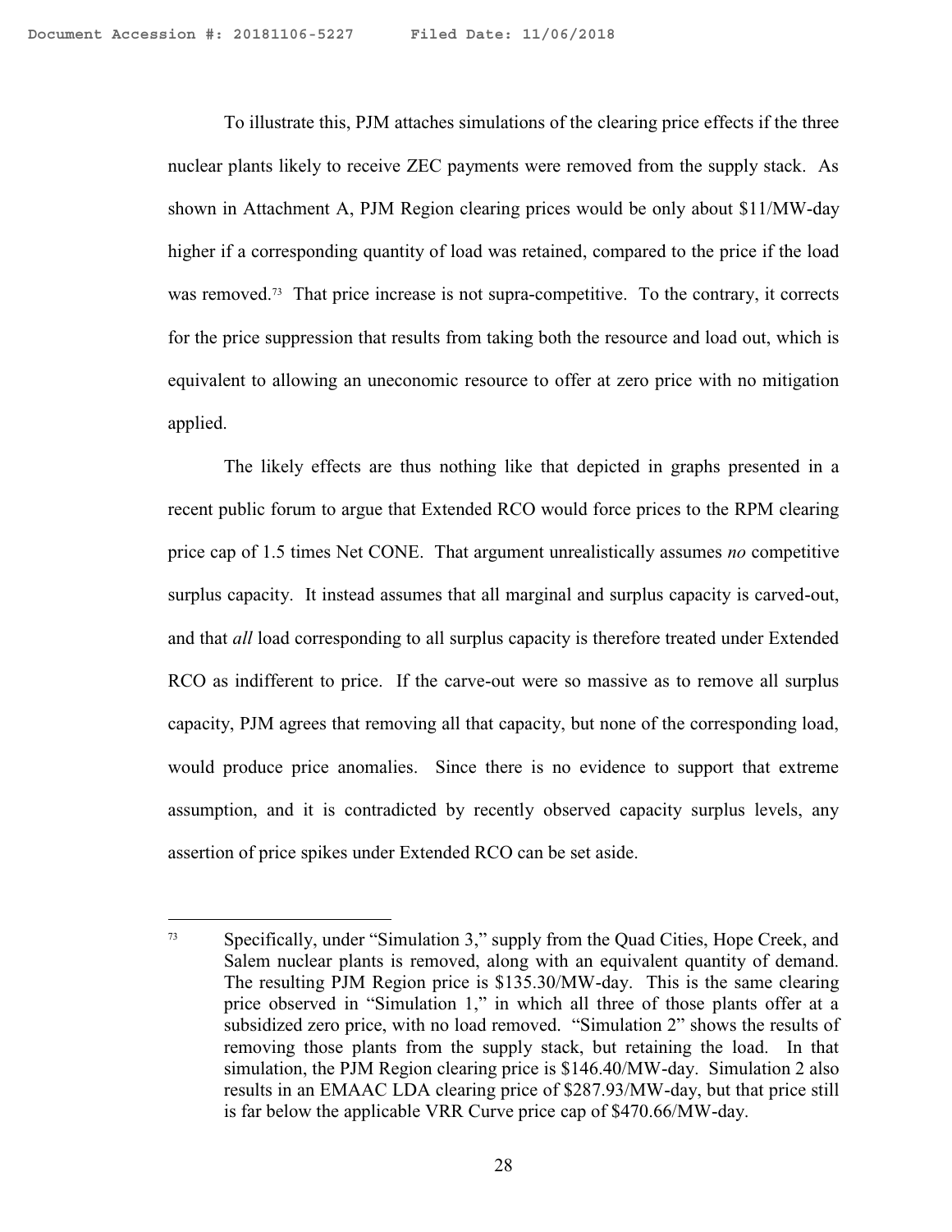To illustrate this, PJM attaches simulations of the clearing price effects if the three nuclear plants likely to receive ZEC payments were removed from the supply stack. As shown in Attachment A, PJM Region clearing prices would be only about $11/MW-day higher if a corresponding quantity of load was retained, compared to the price if the load was removed.[73] That price increase is not supra-competitive. To the contrary, it corrects for the price suppression that results from taking both the resource and load out, which is equivalent to allowing an uneconomic resource to offer at zero price with no mitigation applied.

The likely effects are thus nothing like that depicted in graphs presented in a recent public forum to argue that Extended RCO would force prices to the RPM clearing price cap of 1.5 times Net CONE. That argument unrealistically assumes *no* competitive surplus capacity. It instead assumes that all marginal and surplus capacity is carved-out, and that *all* load corresponding to all surplus capacity is therefore treated under Extended RCO as indifferent to price. If the carve-out were so massive as to remove all surplus capacity, PJM agrees that removing all that capacity, but none of the corresponding load, would produce price anomalies. Since there is no evidence to support that extreme assumption, and it is contradicted by recently observed capacity surplus levels, any assertion of price spikes under Extended RCO can be set aside.

---

[73] Specifically, under "Simulation 3," supply from the Quad Cities, Hope Creek, and Salem nuclear plants is removed, along with an equivalent quantity of demand. The resulting PJM Region price is $135.30/MW-day. This is the same clearing price observed in "Simulation 1," in which all three of those plants offer at a subsidized zero price, with no load removed. "Simulation 2" shows the results of removing those plants from the supply stack, but retaining the load. In that simulation, the PJM Region clearing price is $146.40/MW-day. Simulation 2 also results in an EMAAC LDA clearing price of $287.93/MW-day, but that price still is far below the applicable VRR Curve price cap of $470.66/MW-day.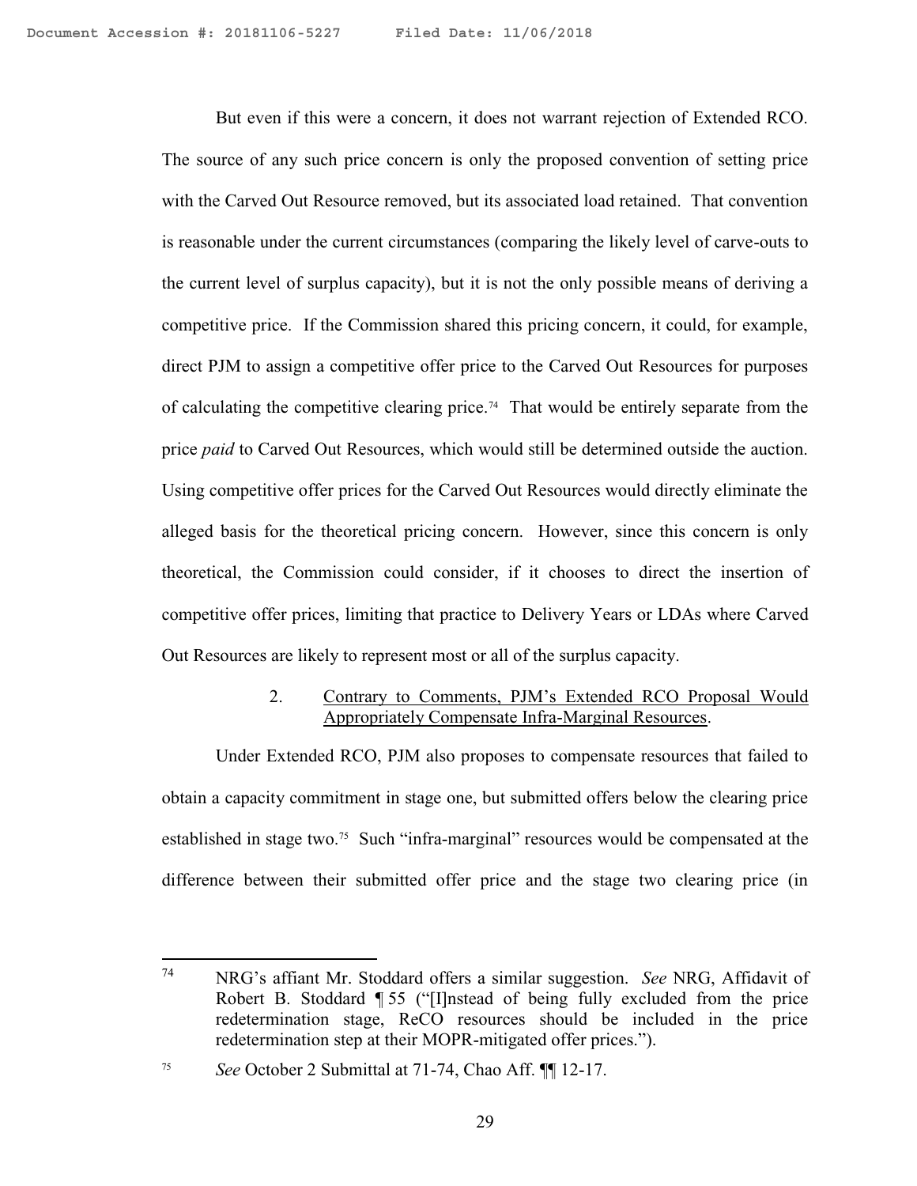But even if this were a concern, it does not warrant rejection of Extended RCO. The source of any such price concern is only the proposed convention of setting price with the Carved Out Resource removed, but its associated load retained. That convention is reasonable under the current circumstances (comparing the likely level of carve-outs to the current level of surplus capacity), but it is not the only possible means of deriving a competitive price. If the Commission shared this pricing concern, it could, for example, direct PJM to assign a competitive offer price to the Carved Out Resources for purposes of calculating the competitive clearing price.[74] That would be entirely separate from the price *paid* to Carved Out Resources, which would still be determined outside the auction. Using competitive offer prices for the Carved Out Resources would directly eliminate the alleged basis for the theoretical pricing concern. However, since this concern is only theoretical, the Commission could consider, if it chooses to direct the insertion of competitive offer prices, limiting that practice to Delivery Years or LDAs where Carved Out Resources are likely to represent most or all of the surplus capacity.

2. <u>Contrary to Comments, PJM's Extended RCO Proposal Would Appropriately Compensate Infra-Marginal Resources</u>.

Under Extended RCO, PJM also proposes to compensate resources that failed to obtain a capacity commitment in stage one, but submitted offers below the clearing price established in stage two.[75] Such "infra-marginal" resources would be compensated at the difference between their submitted offer price and the stage two clearing price (in

---

[74] NRG's affiant Mr. Stoddard offers a similar suggestion. *See* NRG, Affidavit of Robert B. Stoddard ¶ 55 ("[I]nstead of being fully excluded from the price redetermination stage, ReCO resources should be included in the price redetermination step at their MOPR-mitigated offer prices.").

[75] *See* October 2 Submittal at 71-74, Chao Aff. ¶¶ 12-17.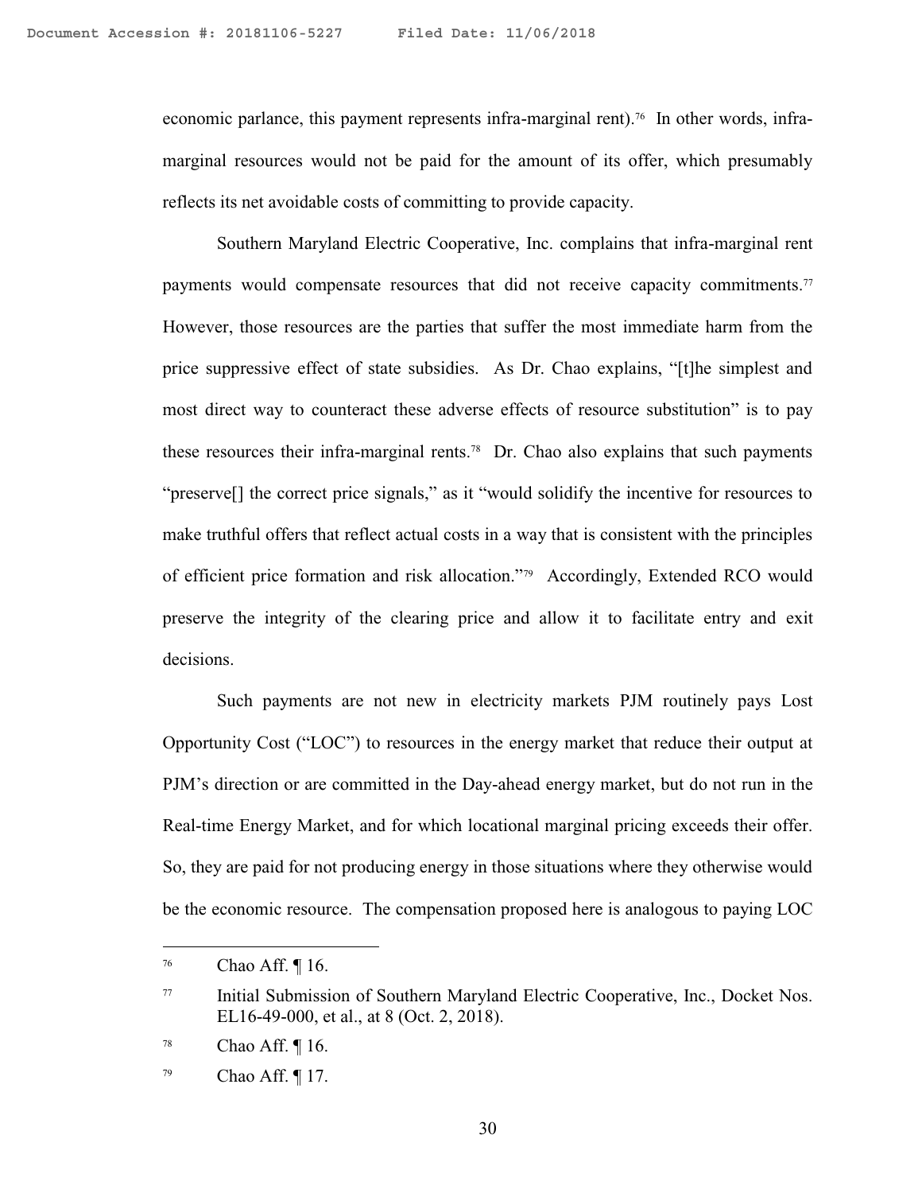economic parlance, this payment represents infra-marginal rent).[76] In other words, infra-marginal resources would not be paid for the amount of its offer, which presumably reflects its net avoidable costs of committing to provide capacity.

Southern Maryland Electric Cooperative, Inc. complains that infra-marginal rent payments would compensate resources that did not receive capacity commitments.[77] However, those resources are the parties that suffer the most immediate harm from the price suppressive effect of state subsidies. As Dr. Chao explains, "[t]he simplest and most direct way to counteract these adverse effects of resource substitution" is to pay these resources their infra-marginal rents.[78] Dr. Chao also explains that such payments "preserve[] the correct price signals," as it "would solidify the incentive for resources to make truthful offers that reflect actual costs in a way that is consistent with the principles of efficient price formation and risk allocation."[79] Accordingly, Extended RCO would preserve the integrity of the clearing price and allow it to facilitate entry and exit decisions.

Such payments are not new in electricity markets PJM routinely pays Lost Opportunity Cost ("LOC") to resources in the energy market that reduce their output at PJM's direction or are committed in the Day-ahead energy market, but do not run in the Real-time Energy Market, and for which locational marginal pricing exceeds their offer. So, they are paid for not producing energy in those situations where they otherwise would be the economic resource. The compensation proposed here is analogous to paying LOC

---

[76] Chao Aff. ¶ 16.

[77] Initial Submission of Southern Maryland Electric Cooperative, Inc., Docket Nos. EL16-49-000, et al., at 8 (Oct. 2, 2018).

[78] Chao Aff. ¶ 16.

[79] Chao Aff. ¶ 17.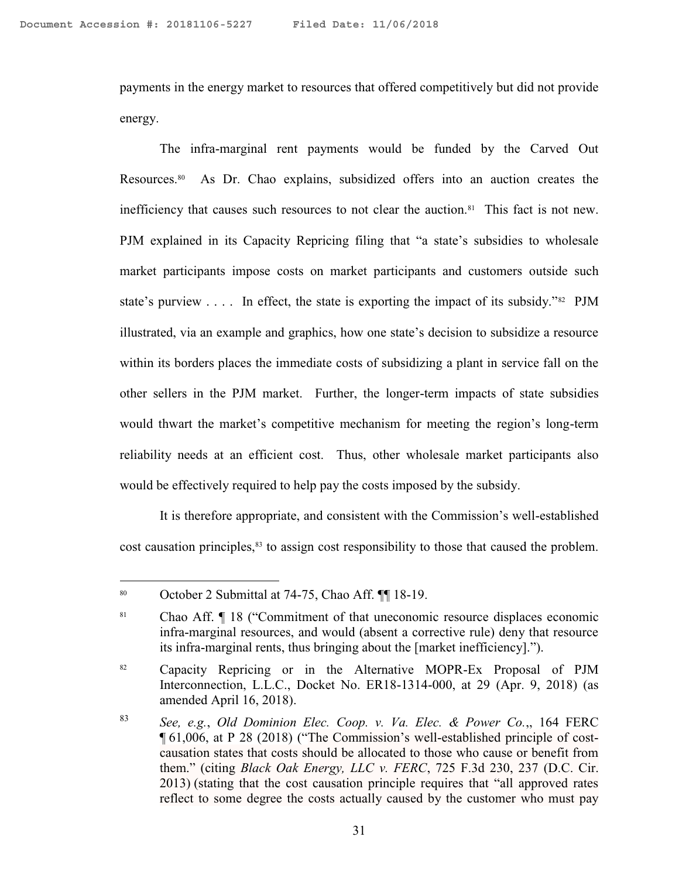payments in the energy market to resources that offered competitively but did not provide energy.

The infra-marginal rent payments would be funded by the Carved Out Resources.[80] As Dr. Chao explains, subsidized offers into an auction creates the inefficiency that causes such resources to not clear the auction.[81] This fact is not new. PJM explained in its Capacity Repricing filing that "a state's subsidies to wholesale market participants impose costs on market participants and customers outside such state's purview . . . . In effect, the state is exporting the impact of its subsidy."[82] PJM illustrated, via an example and graphics, how one state's decision to subsidize a resource within its borders places the immediate costs of subsidizing a plant in service fall on the other sellers in the PJM market. Further, the longer-term impacts of state subsidies would thwart the market's competitive mechanism for meeting the region's long-term reliability needs at an efficient cost. Thus, other wholesale market participants also would be effectively required to help pay the costs imposed by the subsidy.

It is therefore appropriate, and consistent with the Commission's well-established cost causation principles,[83] to assign cost responsibility to those that caused the problem.

---

[80] October 2 Submittal at 74-75, Chao Aff. ¶¶ 18-19.

[81] Chao Aff. ¶ 18 ("Commitment of that uneconomic resource displaces economic infra-marginal resources, and would (absent a corrective rule) deny that resource its infra-marginal rents, thus bringing about the [market inefficiency].").

[82] Capacity Repricing or in the Alternative MOPR-Ex Proposal of PJM Interconnection, L.L.C., Docket No. ER18-1314-000, at 29 (Apr. 9, 2018) (as amended April 16, 2018).

[83] *See, e.g.*, *Old Dominion Elec. Coop. v. Va. Elec. & Power Co.*,, 164 FERC ¶ 61,006, at P 28 (2018) ("The Commission's well-established principle of cost-causation states that costs should be allocated to those who cause or benefit from them." (citing *Black Oak Energy, LLC v. FERC*, 725 F.3d 230, 237 (D.C. Cir. 2013) (stating that the cost causation principle requires that "all approved rates reflect to some degree the costs actually caused by the customer who must pay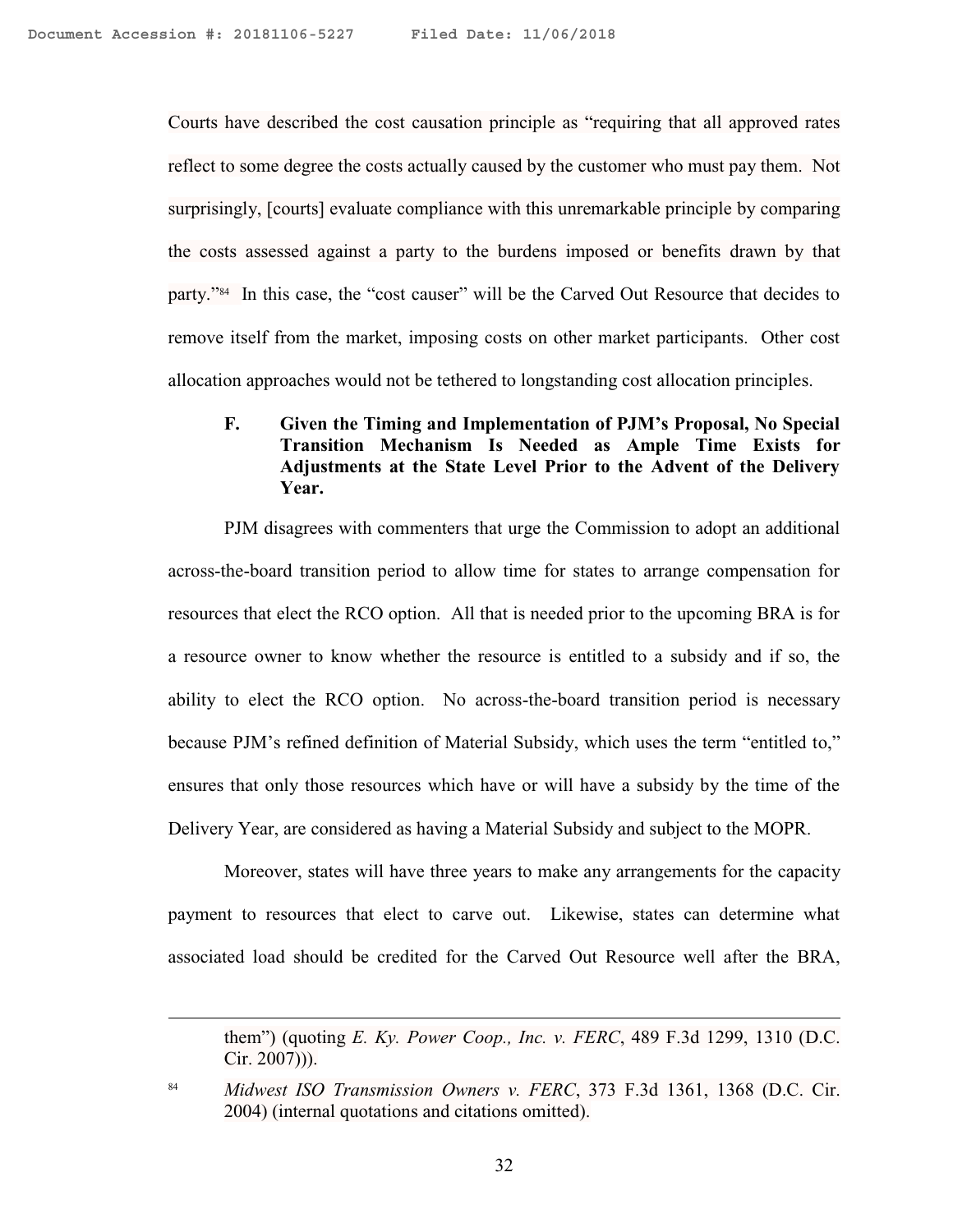Courts have described the cost causation principle as "requiring that all approved rates reflect to some degree the costs actually caused by the customer who must pay them. Not surprisingly, [courts] evaluate compliance with this unremarkable principle by comparing the costs assessed against a party to the burdens imposed or benefits drawn by that party."[84] In this case, the "cost causer" will be the Carved Out Resource that decides to remove itself from the market, imposing costs on other market participants. Other cost allocation approaches would not be tethered to longstanding cost allocation principles.

### F. Given the Timing and Implementation of PJM's Proposal, No Special Transition Mechanism Is Needed as Ample Time Exists for Adjustments at the State Level Prior to the Advent of the Delivery Year.

PJM disagrees with commenters that urge the Commission to adopt an additional across-the-board transition period to allow time for states to arrange compensation for resources that elect the RCO option. All that is needed prior to the upcoming BRA is for a resource owner to know whether the resource is entitled to a subsidy and if so, the ability to elect the RCO option. No across-the-board transition period is necessary because PJM's refined definition of Material Subsidy, which uses the term "entitled to," ensures that only those resources which have or will have a subsidy by the time of the Delivery Year, are considered as having a Material Subsidy and subject to the MOPR.

Moreover, states will have three years to make any arrangements for the capacity payment to resources that elect to carve out. Likewise, states can determine what associated load should be credited for the Carved Out Resource well after the BRA,

---

them") (quoting *E. Ky. Power Coop., Inc. v. FERC*, 489 F.3d 1299, 1310 (D.C. Cir. 2007))).

[84] *Midwest ISO Transmission Owners v. FERC*, 373 F.3d 1361, 1368 (D.C. Cir. 2004) (internal quotations and citations omitted).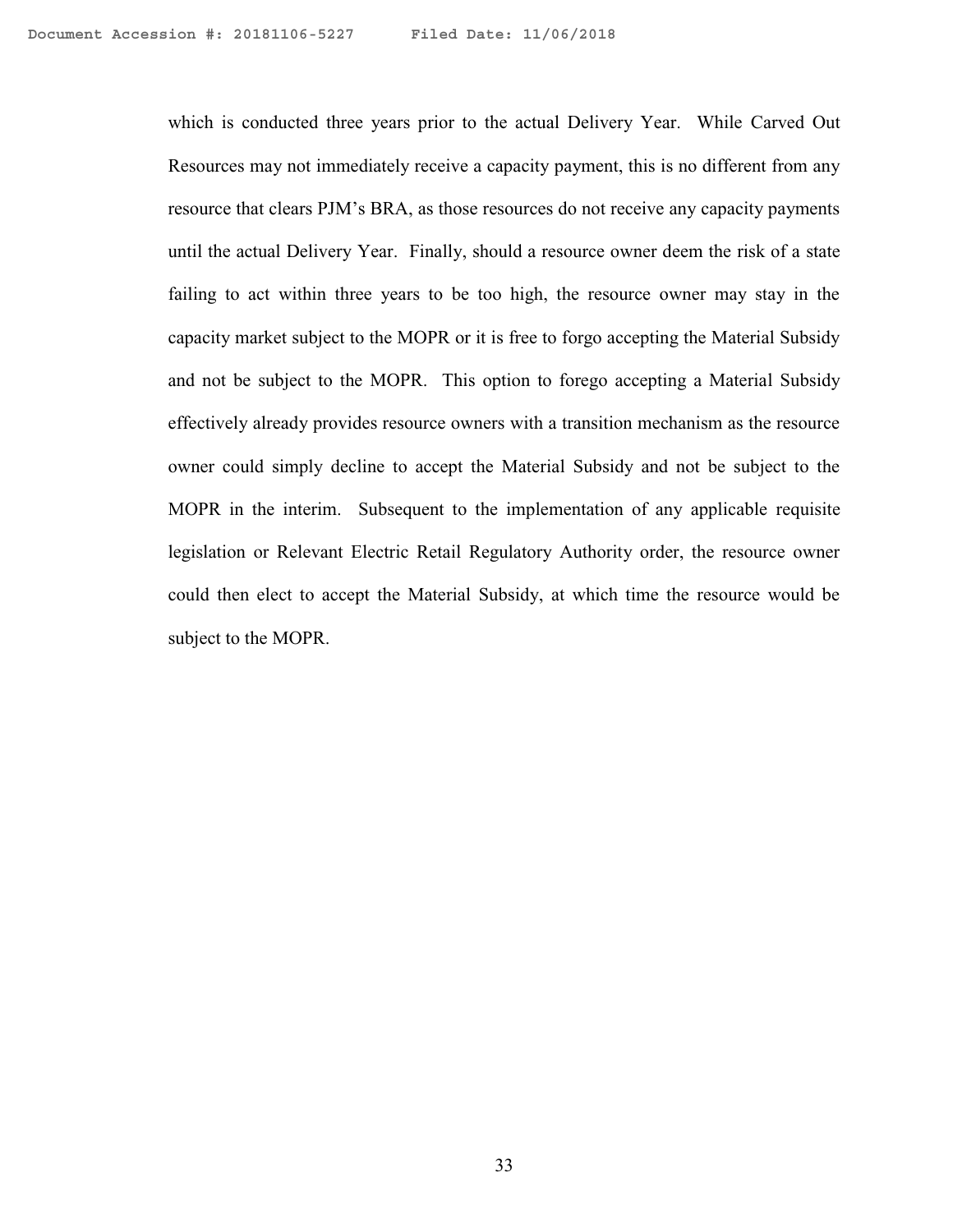which is conducted three years prior to the actual Delivery Year. While Carved Out Resources may not immediately receive a capacity payment, this is no different from any resource that clears PJM's BRA, as those resources do not receive any capacity payments until the actual Delivery Year. Finally, should a resource owner deem the risk of a state failing to act within three years to be too high, the resource owner may stay in the capacity market subject to the MOPR or it is free to forgo accepting the Material Subsidy and not be subject to the MOPR. This option to forego accepting a Material Subsidy effectively already provides resource owners with a transition mechanism as the resource owner could simply decline to accept the Material Subsidy and not be subject to the MOPR in the interim. Subsequent to the implementation of any applicable requisite legislation or Relevant Electric Retail Regulatory Authority order, the resource owner could then elect to accept the Material Subsidy, at which time the resource would be subject to the MOPR.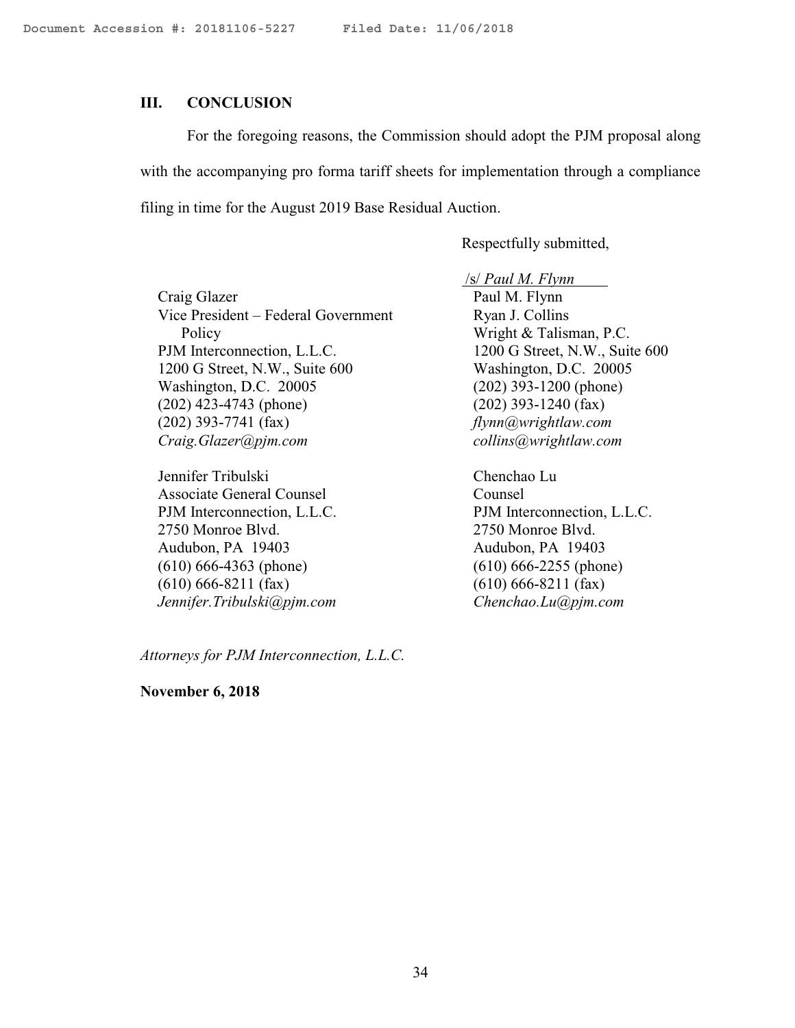## III. CONCLUSION

For the foregoing reasons, the Commission should adopt the PJM proposal along with the accompanying pro forma tariff sheets for implementation through a compliance filing in time for the August 2019 Base Residual Auction.

Respectfully submitted,

/s/ *Paul M. Flynn*

Craig Glazer
Vice President – Federal Government Policy
PJM Interconnection, L.L.C.
1200 G Street, N.W., Suite 600
Washington, D.C. 20005
(202) 423-4743 (phone)
(202) 393-7741 (fax)
*Craig.Glazer@pjm.com*

Paul M. Flynn
Ryan J. Collins
Wright & Talisman, P.C.
1200 G Street, N.W., Suite 600
Washington, D.C. 20005
(202) 393-1200 (phone)
(202) 393-1240 (fax)
*flynn@wrightlaw.com*
*collins@wrightlaw.com*

Jennifer Tribulski
Associate General Counsel
PJM Interconnection, L.L.C.
2750 Monroe Blvd.
Audubon, PA 19403
(610) 666-4363 (phone)
(610) 666-8211 (fax)
*Jennifer.Tribulski@pjm.com*

Chenchao Lu
Counsel
PJM Interconnection, L.L.C.
2750 Monroe Blvd.
Audubon, PA 19403
(610) 666-2255 (phone)
(610) 666-8211 (fax)
*Chenchao.Lu@pjm.com*

*Attorneys for PJM Interconnection, L.L.C.*

**November 6, 2018**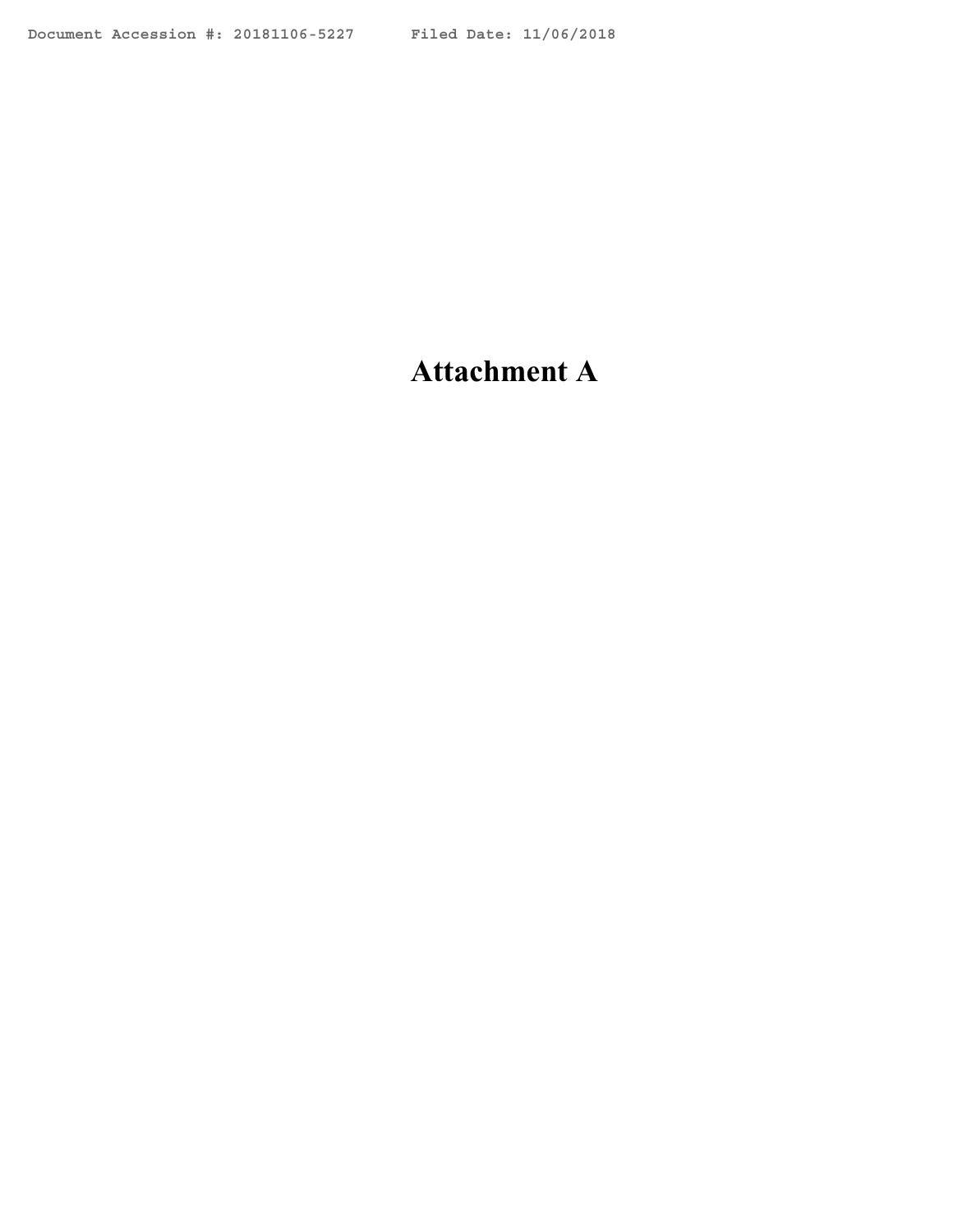# Attachment A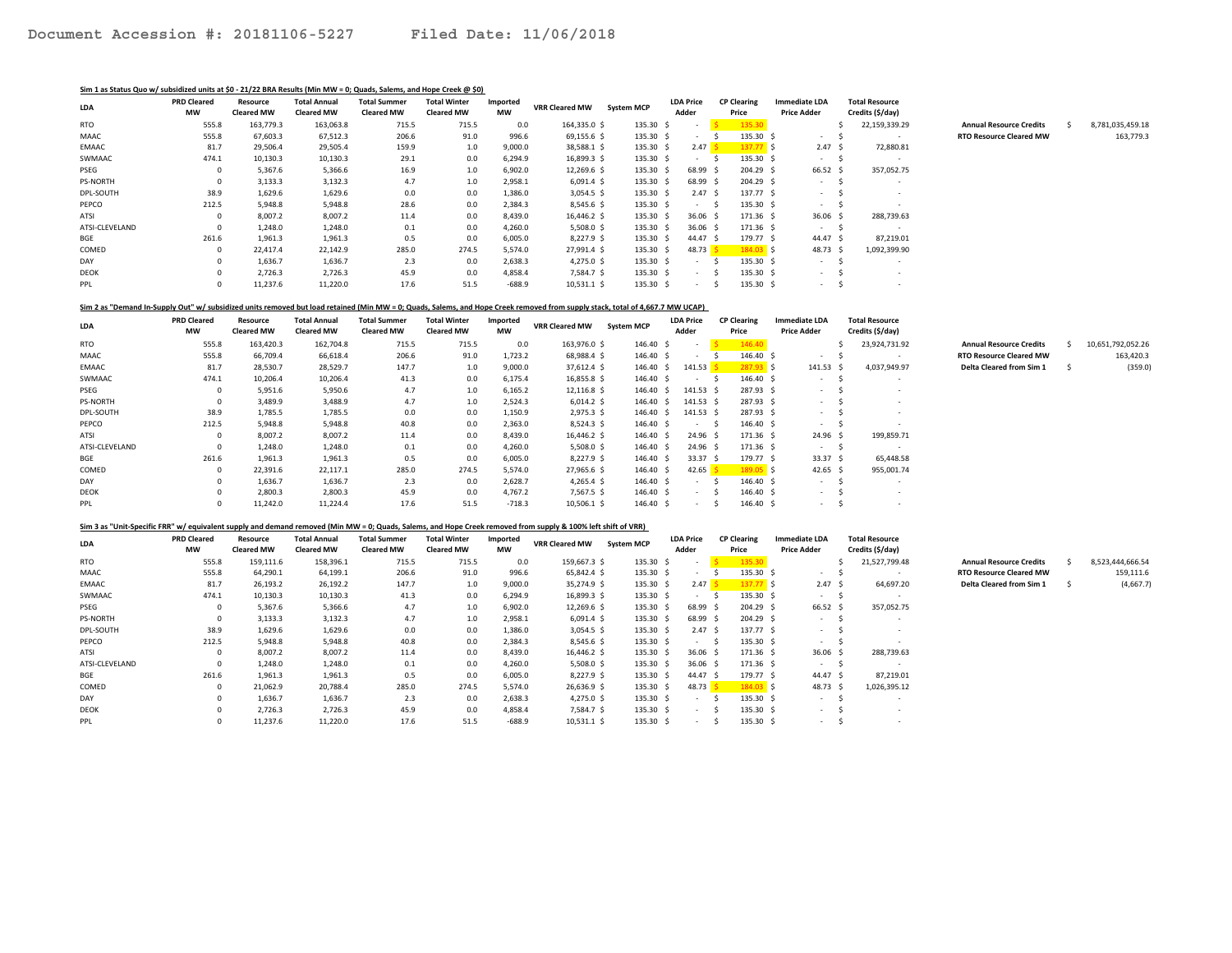Document Accession #: 20181106-5227 Filed Date: 11/06/2018

**Sim 1 as Status Quo w/ subsidized units at $0 - 21/22 BRA Results (Min MW = 0; Quads, Salems, and Hope Creek @ $0)**

| LDA | PRD Cleared MW | Resource Cleared MW | Total Annual Cleared MW | Total Summer Cleared MW | Total Winter Cleared MW | Imported MW | VRR Cleared MW | System MCP | LDA Price Adder | CP Clearing Price | Immediate LDA Price Adder | Total Resource Credits ($/day) |
|---|---|---|---|---|---|---|---|---|---|---|---|---|
| RTO | 555.8 | 163,779.3 | 163,063.8 | 715.5 | 715.5 | 0.0 | 164,335.0 | $ 135.30 | $ - | $ 135.30 | | $ 22,159,339.29 |
| MAAC | 555.8 | 67,603.3 | 67,512.3 | 206.6 | 91.0 | 996.6 | 69,155.6 | $ 135.30 | $ - | $ 135.30 | $ - | $ - |
| EMAAC | 81.7 | 29,506.4 | 29,505.4 | 159.9 | 1.0 | 9,000.0 | 38,588.1 | $ 135.30 | $ 2.47 | $ 137.77 | $ 2.47 | $ 72,880.81 |
| SWMAAC | 474.1 | 10,130.3 | 10,130.3 | 29.1 | 0.0 | 6,294.9 | 16,899.3 | $ 135.30 | $ - | $ 135.30 | $ - | $ - |
| PSEG | 0 | 5,367.6 | 5,366.6 | 16.9 | 1.0 | 6,902.0 | 12,269.6 | $ 135.30 | $ 68.99 | $ 204.29 | $ 66.52 | $ 357,052.75 |
| PS-NORTH | 0 | 3,133.3 | 3,132.3 | 4.7 | 1.0 | 2,958.1 | 6,091.4 | $ 135.30 | $ 68.99 | $ 204.29 | $ - | $ - |
| DPL-SOUTH | 38.9 | 1,629.6 | 1,629.6 | 0.0 | 0.0 | 1,386.0 | 3,054.5 | $ 135.30 | $ 2.47 | $ 137.77 | $ - | $ - |
| PEPCO | 212.5 | 5,948.8 | 5,948.8 | 28.6 | 0.0 | 2,384.3 | 8,545.6 | $ 135.30 | $ - | $ 135.30 | $ - | $ - |
| ATSI | 0 | 8,007.2 | 8,007.2 | 11.4 | 0.0 | 8,439.0 | 16,446.2 | $ 135.30 | $ 36.06 | $ 171.36 | $ 36.06 | $ 288,739.63 |
| ATSI-CLEVELAND | 0 | 1,248.0 | 1,248.0 | 0.1 | 0.0 | 4,260.0 | 5,508.0 | $ 135.30 | $ 36.06 | $ 171.36 | $ - | $ - |
| BGE | 261.6 | 1,961.3 | 1,961.3 | 0.5 | 0.0 | 6,005.0 | 8,227.9 | $ 135.30 | $ 44.47 | $ 179.77 | $ 44.47 | $ 87,219.01 |
| COMED | 0 | 22,417.4 | 22,142.9 | 285.0 | 274.5 | 5,574.0 | 27,991.4 | $ 135.30 | $ 48.73 | $ 184.03 | $ 48.73 | $ 1,092,399.90 |
| DAY | 0 | 1,636.7 | 1,636.7 | 2.3 | 0.0 | 2,638.3 | 4,275.0 | $ 135.30 | $ - | $ 135.30 | $ - | $ - |
| DEOK | 0 | 2,726.3 | 2,726.3 | 45.9 | 0.0 | 4,858.4 | 7,584.7 | $ 135.30 | $ - | $ 135.30 | $ - | $ - |
| PPL | 0 | 11,237.6 | 11,220.0 | 17.6 | 51.5 | -688.9 | 10,531.1 | $ 135.30 | $ - | $ 135.30 | $ - | $ - |

| | |
|---|---|
| **Annual Resource Credits** | $ 8,781,035,459.18 |
| **RTO Resource Cleared MW** | 163,779.3 |

**Sim 2 as "Demand In-Supply Out" w/ subsidized units removed but load retained (Min MW = 0; Quads, Salems, and Hope Creek removed from supply stack, total of 4,667.7 MW UCAP)**

| LDA | PRD Cleared MW | Resource Cleared MW | Total Annual Cleared MW | Total Summer Cleared MW | Total Winter Cleared MW | Imported MW | VRR Cleared MW | System MCP | LDA Price Adder | CP Clearing Price | Immediate LDA Price Adder | Total Resource Credits ($/day) |
|---|---|---|---|---|---|---|---|---|---|---|---|---|
| RTO | 555.8 | 163,420.3 | 162,704.8 | 715.5 | 715.5 | 0.0 | 163,976.0 | $ 146.40 | $ - | $ 146.40 | | $ 23,924,731.92 |
| MAAC | 555.8 | 66,709.4 | 66,618.4 | 206.6 | 91.0 | 1,723.2 | 68,988.4 | $ 146.40 | $ - | $ 146.40 | $ - | $ - |
| EMAAC | 81.7 | 28,530.7 | 28,529.7 | 147.7 | 1.0 | 9,000.0 | 37,612.4 | $ 146.40 | $ 141.53 | $ 287.93 | $ 141.53 | $ 4,037,949.97 |
| SWMAAC | 474.1 | 10,206.4 | 10,206.4 | 41.3 | 0.0 | 6,175.4 | 16,855.8 | $ 146.40 | $ - | $ 146.40 | $ - | $ - |
| PSEG | 0 | 5,951.6 | 5,950.6 | 4.7 | 1.0 | 6,165.2 | 12,116.8 | $ 146.40 | $ 141.53 | $ 287.93 | $ - | $ - |
| PS-NORTH | 0 | 3,489.9 | 3,488.9 | 4.7 | 1.0 | 2,524.3 | 6,014.2 | $ 146.40 | $ 141.53 | $ 287.93 | $ - | $ - |
| DPL-SOUTH | 38.9 | 1,785.5 | 1,785.5 | 0.0 | 0.0 | 1,150.9 | 2,975.3 | $ 146.40 | $ 141.53 | $ 287.93 | $ - | $ - |
| PEPCO | 212.5 | 5,948.8 | 5,948.8 | 40.8 | 0.0 | 2,363.0 | 8,524.3 | $ 146.40 | $ - | $ 146.40 | $ - | $ - |
| ATSI | 0 | 8,007.2 | 8,007.2 | 11.4 | 0.0 | 8,439.0 | 16,446.2 | $ 146.40 | $ 24.96 | $ 171.36 | $ 24.96 | $ 199,859.71 |
| ATSI-CLEVELAND | 0 | 1,248.0 | 1,248.0 | 0.1 | 0.0 | 4,260.0 | 5,508.0 | $ 146.40 | $ 24.96 | $ 171.36 | $ - | $ - |
| BGE | 261.6 | 1,961.3 | 1,961.3 | 0.5 | 0.0 | 6,005.0 | 8,227.9 | $ 146.40 | $ 33.37 | $ 179.77 | $ 33.37 | $ 65,448.58 |
| COMED | 0 | 22,391.6 | 22,117.1 | 285.0 | 274.5 | 5,574.0 | 27,965.6 | $ 146.40 | $ 42.65 | $ 189.05 | $ 42.65 | $ 955,001.74 |
| DAY | 0 | 1,636.7 | 1,636.7 | 2.3 | 0.0 | 2,628.7 | 4,265.4 | $ 146.40 | $ - | $ 146.40 | $ - | $ - |
| DEOK | 0 | 2,800.3 | 2,800.3 | 45.9 | 0.0 | 4,767.2 | 7,567.5 | $ 146.40 | $ - | $ 146.40 | $ - | $ - |
| PPL | 0 | 11,242.0 | 11,224.4 | 17.6 | 51.5 | -718.3 | 10,506.1 | $ 146.40 | $ - | $ 146.40 | $ - | $ - |

| | |
|---|---|
| **Annual Resource Credits** | $ 10,651,792,052.26 |
| **RTO Resource Cleared MW** | 163,420.3 |
| **Delta Cleared from Sim 1** | $ (359.0) |

**Sim 3 as "Unit-Specific FRR" w/ equivalent supply and demand removed (Min MW = 0; Quads, Salems, and Hope Creek removed from supply & 100% left shift of VRR)**

| LDA | PRD Cleared MW | Resource Cleared MW | Total Annual Cleared MW | Total Summer Cleared MW | Total Winter Cleared MW | Imported MW | VRR Cleared MW | System MCP | LDA Price Adder | CP Clearing Price | Immediate LDA Price Adder | Total Resource Credits ($/day) |
|---|---|---|---|---|---|---|---|---|---|---|---|---|
| RTO | 555.8 | 159,111.6 | 158,396.1 | 715.5 | 715.5 | 0.0 | 159,667.3 | $ 135.30 | $ - | $ 135.30 | | $ 21,527,799.48 |
| MAAC | 555.8 | 64,290.1 | 64,199.1 | 206.6 | 91.0 | 996.6 | 65,842.4 | $ 135.30 | $ - | $ 135.30 | $ - | $ - |
| EMAAC | 81.7 | 26,193.2 | 26,192.2 | 147.7 | 1.0 | 9,000.0 | 35,274.9 | $ 135.30 | $ 2.47 | $ 137.77 | $ 2.47 | $ 64,697.20 |
| SWMAAC | 474.1 | 10,130.3 | 10,130.3 | 41.3 | 0.0 | 6,294.9 | 16,899.3 | $ 135.30 | $ - | $ 135.30 | $ - | $ - |
| PSEG | 0 | 5,367.6 | 5,366.6 | 4.7 | 1.0 | 6,902.0 | 12,269.6 | $ 135.30 | $ 68.99 | $ 204.29 | $ 66.52 | $ 357,052.75 |
| PS-NORTH | 0 | 3,133.3 | 3,132.3 | 4.7 | 1.0 | 2,958.1 | 6,091.4 | $ 135.30 | $ 68.99 | $ 204.29 | $ - | $ - |
| DPL-SOUTH | 38.9 | 1,629.6 | 1,629.6 | 0.0 | 0.0 | 1,386.0 | 3,054.5 | $ 135.30 | $ 2.47 | $ 137.77 | $ - | $ - |
| PEPCO | 212.5 | 5,948.8 | 5,948.8 | 40.8 | 0.0 | 2,384.3 | 8,545.6 | $ 135.30 | $ - | $ 135.30 | $ - | $ - |
| ATSI | 0 | 8,007.2 | 8,007.2 | 11.4 | 0.0 | 8,439.0 | 16,446.2 | $ 135.30 | $ 36.06 | $ 171.36 | $ 36.06 | $ 288,739.63 |
| ATSI-CLEVELAND | 0 | 1,248.0 | 1,248.0 | 0.1 | 0.0 | 4,260.0 | 5,508.0 | $ 135.30 | $ 36.06 | $ 171.36 | $ - | $ - |
| BGE | 261.6 | 1,961.3 | 1,961.3 | 0.5 | 0.0 | 6,005.0 | 8,227.9 | $ 135.30 | $ 44.47 | $ 179.77 | $ 44.47 | $ 87,219.01 |
| COMED | 0 | 21,062.9 | 20,788.4 | 285.0 | 274.5 | 5,574.0 | 26,636.9 | $ 135.30 | $ 48.73 | $ 184.03 | $ 48.73 | $ 1,026,395.12 |
| DAY | 0 | 1,636.7 | 1,636.7 | 2.3 | 0.0 | 2,638.3 | 4,275.0 | $ 135.30 | $ - | $ 135.30 | $ - | $ - |
| DEOK | 0 | 2,726.3 | 2,726.3 | 45.9 | 0.0 | 4,858.4 | 7,584.7 | $ 135.30 | $ - | $ 135.30 | $ - | $ - |
| PPL | 0 | 11,237.6 | 11,220.0 | 17.6 | 51.5 | -688.9 | 10,531.1 | $ 135.30 | $ - | $ 135.30 | $ - | $ - |

| | |
|---|---|
| **Annual Resource Credits** | $ 8,523,444,666.54 |
| **RTO Resource Cleared MW** | 159,111.6 |
| **Delta Cleared from Sim 1** | $ (4,667.7) |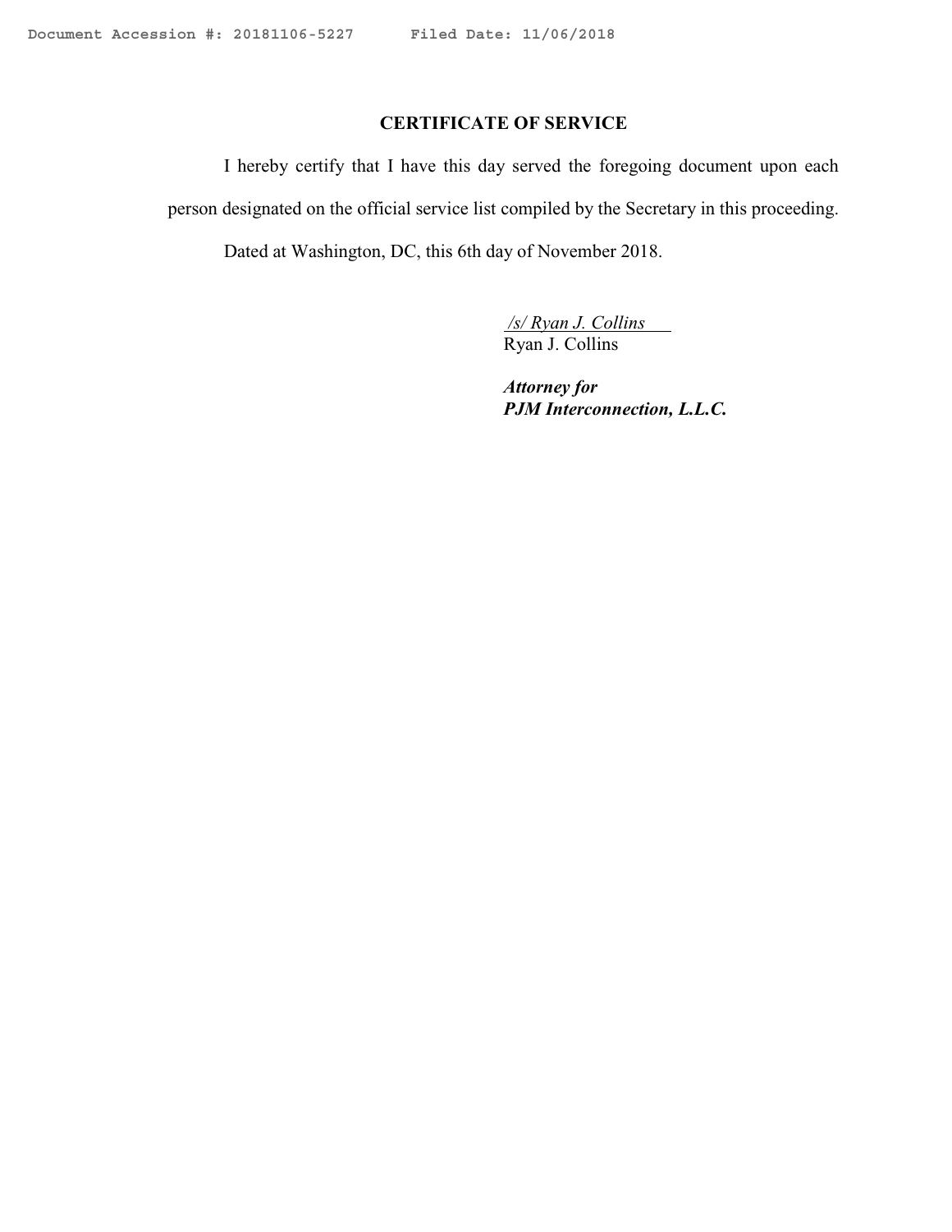## CERTIFICATE OF SERVICE

I hereby certify that I have this day served the foregoing document upon each person designated on the official service list compiled by the Secretary in this proceeding.

Dated at Washington, DC, this 6th day of November 2018.

*/s/ Ryan J. Collins*
Ryan J. Collins

***Attorney for***
***PJM Interconnection, L.L.C.***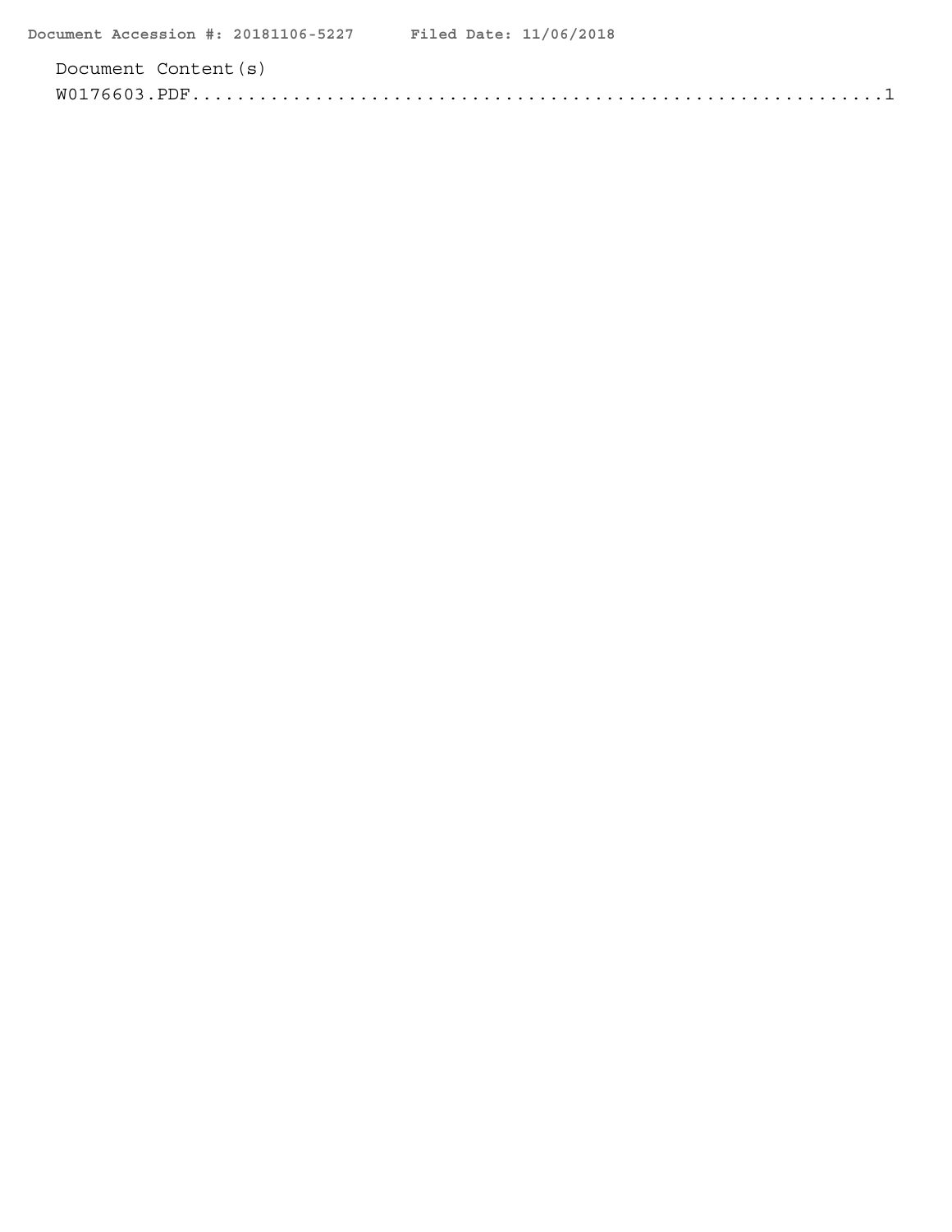Document Accession #: 20181106-5227 Filed Date: 11/06/2018

Document Content(s)

W0176603.PDF.........................................................1